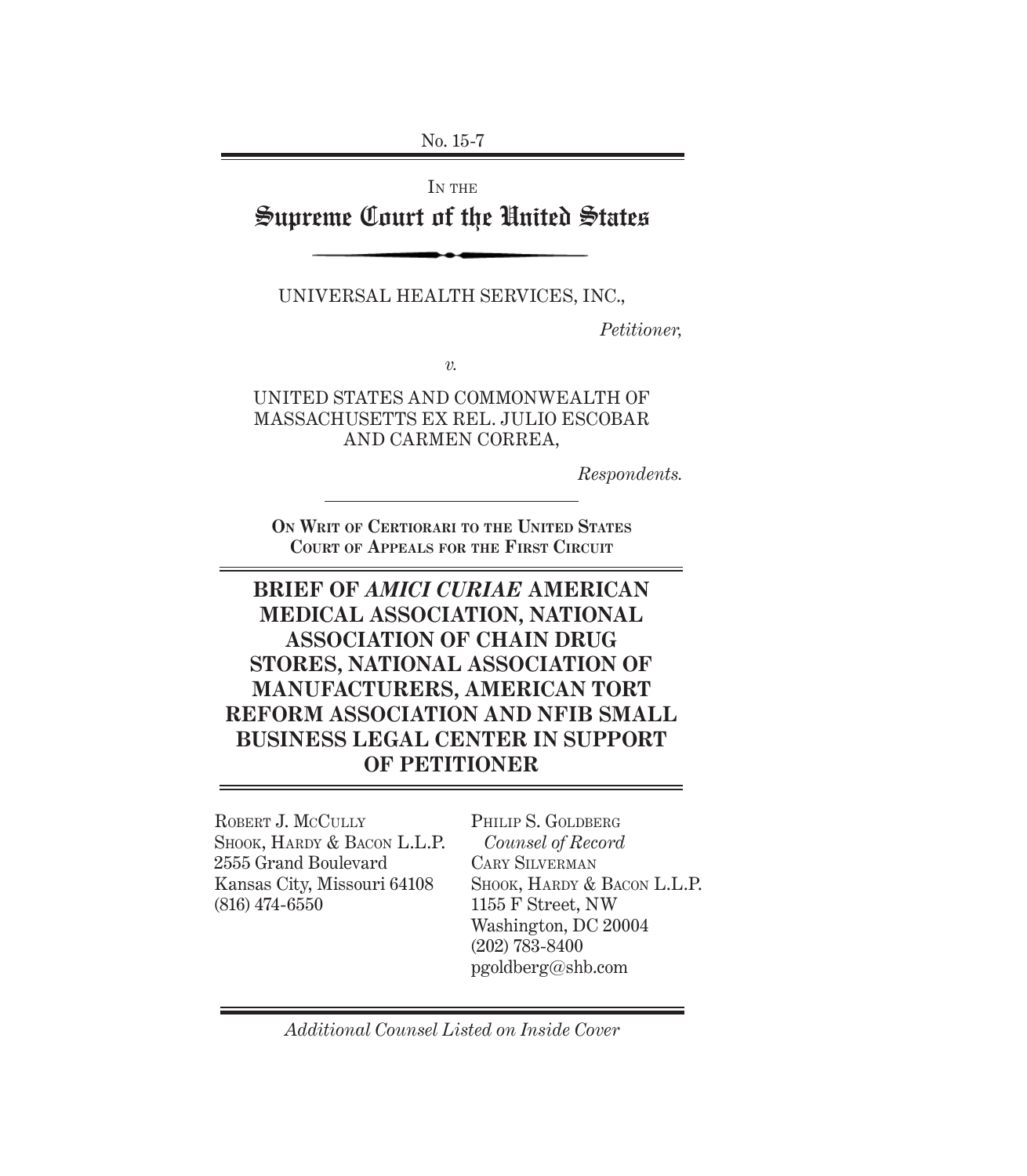No. 15-7

IN THE

# Supreme Court of the United States

UNIVERSAL HEALTH SERVICES, INC.,

*Petitioner,*

*v.*

UNITED STATES AND COMMONWEALTH OF MASSACHUSETTS EX REL. JULIO ESCOBAR AND CARMEN CORREA,

*Respondents.*

**ON WRIT OF CERTIORARI TO THE UNITED STATES COURT OF APPEALS FOR THE FIRST CIRCUIT**

## BRIEF OF *AMICI CURIAE* AMERICAN MEDICAL ASSOCIATION, NATIONAL ASSOCIATION OF CHAIN DRUG STORES, NATIONAL ASSOCIATION OF MANUFACTURERS, AMERICAN TORT REFORM ASSOCIATION AND NFIB SMALL BUSINESS LEGAL CENTER IN SUPPORT OF PETITIONER

ROBERT J. MCCULLY
SHOOK, HARDY & BACON L.L.P.
2555 Grand Boulevard
Kansas City, Missouri 64108
(816) 474-6550

PHILIP S. GOLDBERG
*Counsel of Record*
CARY SILVERMAN
SHOOK, HARDY & BACON L.L.P.
1155 F Street, NW
Washington, DC 20004
(202) 783-8400
pgoldberg@shb.com

*Additional Counsel Listed on Inside Cover*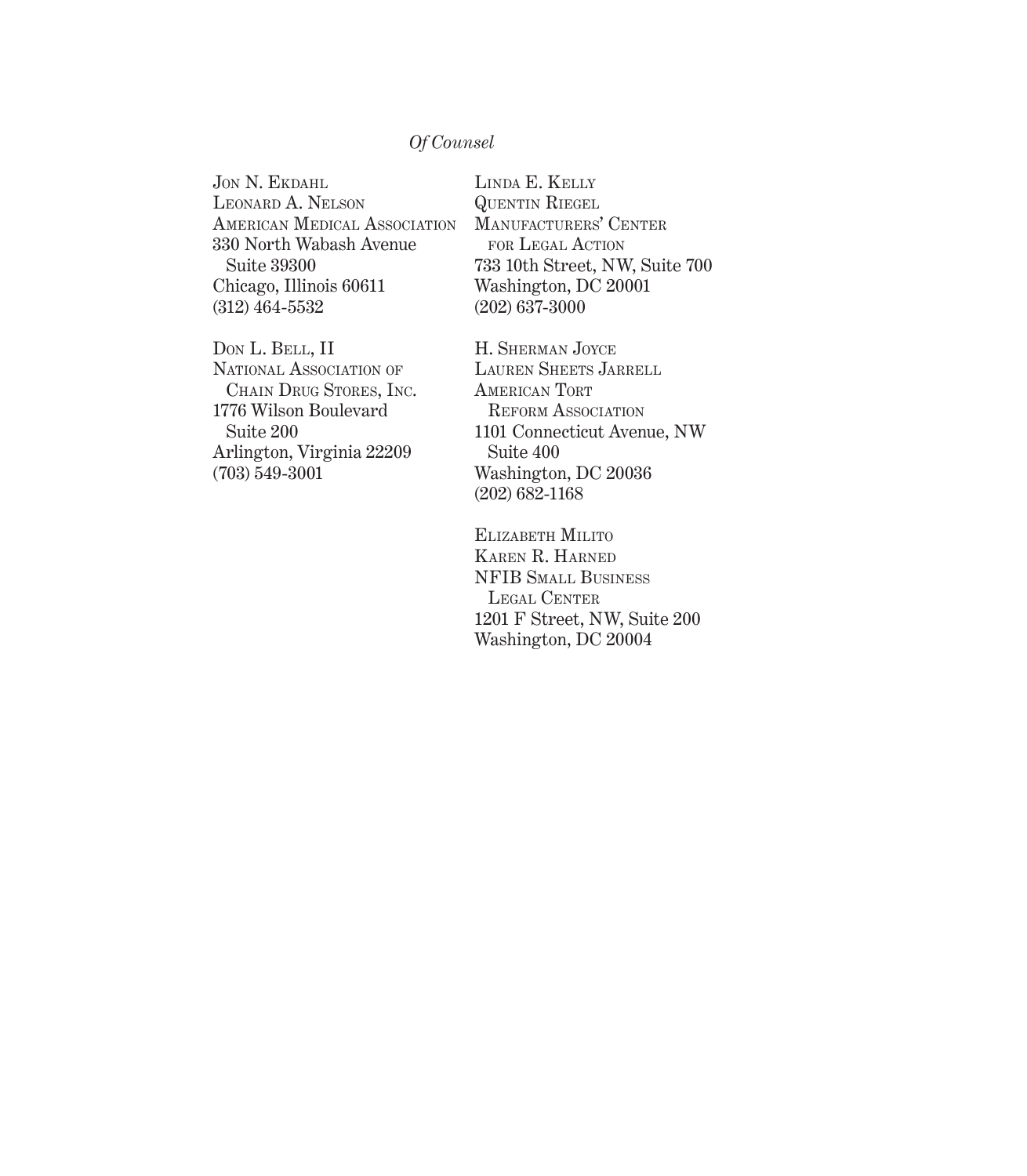*Of Counsel*

JON N. EKDAHL
LEONARD A. NELSON
AMERICAN MEDICAL ASSOCIATION
330 North Wabash Avenue
Suite 39300
Chicago, Illinois 60611
(312) 464-5532

DON L. BELL, II
NATIONAL ASSOCIATION OF CHAIN DRUG STORES, INC.
1776 Wilson Boulevard
Suite 200
Arlington, Virginia 22209
(703) 549-3001

LINDA E. KELLY
QUENTIN RIEGEL
MANUFACTURERS' CENTER FOR LEGAL ACTION
733 10th Street, NW, Suite 700
Washington, DC 20001
(202) 637-3000

H. SHERMAN JOYCE
LAUREN SHEETS JARRELL
AMERICAN TORT REFORM ASSOCIATION
1101 Connecticut Avenue, NW
Suite 400
Washington, DC 20036
(202) 682-1168

ELIZABETH MILITO
KAREN R. HARNED
NFIB SMALL BUSINESS LEGAL CENTER
1201 F Street, NW, Suite 200
Washington, DC 20004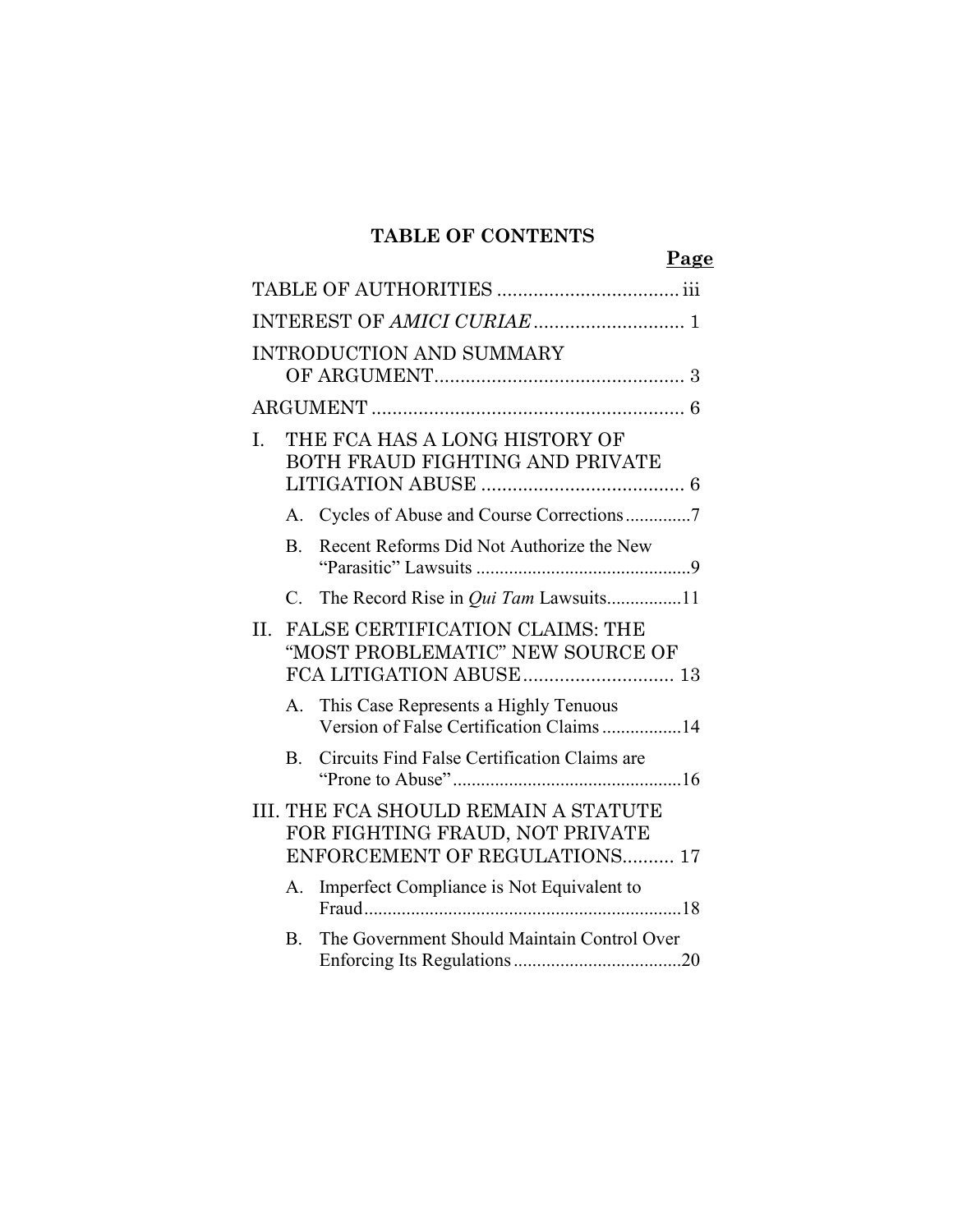# TABLE OF CONTENTS

**Page**

TABLE OF AUTHORITIES .................................. iii

INTEREST OF *AMICI CURIAE* ............................ 1

INTRODUCTION AND SUMMARY OF ARGUMENT................................................ 3

ARGUMENT ............................................................ 6

I. THE FCA HAS A LONG HISTORY OF BOTH FRAUD FIGHTING AND PRIVATE LITIGATION ABUSE ....................................... 6

   A. Cycles of Abuse and Course Corrections.............7

   B. Recent Reforms Did Not Authorize the New "Parasitic" Lawsuits .............................................9

   C. The Record Rise in *Qui Tam* Lawsuits................11

II. FALSE CERTIFICATION CLAIMS: THE "MOST PROBLEMATIC" NEW SOURCE OF FCA LITIGATION ABUSE............................. 13

   A. This Case Represents a Highly Tenuous Version of False Certification Claims .................14

   B. Circuits Find False Certification Claims are "Prone to Abuse".................................................16

III. THE FCA SHOULD REMAIN A STATUTE FOR FIGHTING FRAUD, NOT PRIVATE ENFORCEMENT OF REGULATIONS.......... 17

   A. Imperfect Compliance is Not Equivalent to Fraud...................................................................18

   B. The Government Should Maintain Control Over Enforcing Its Regulations....................................20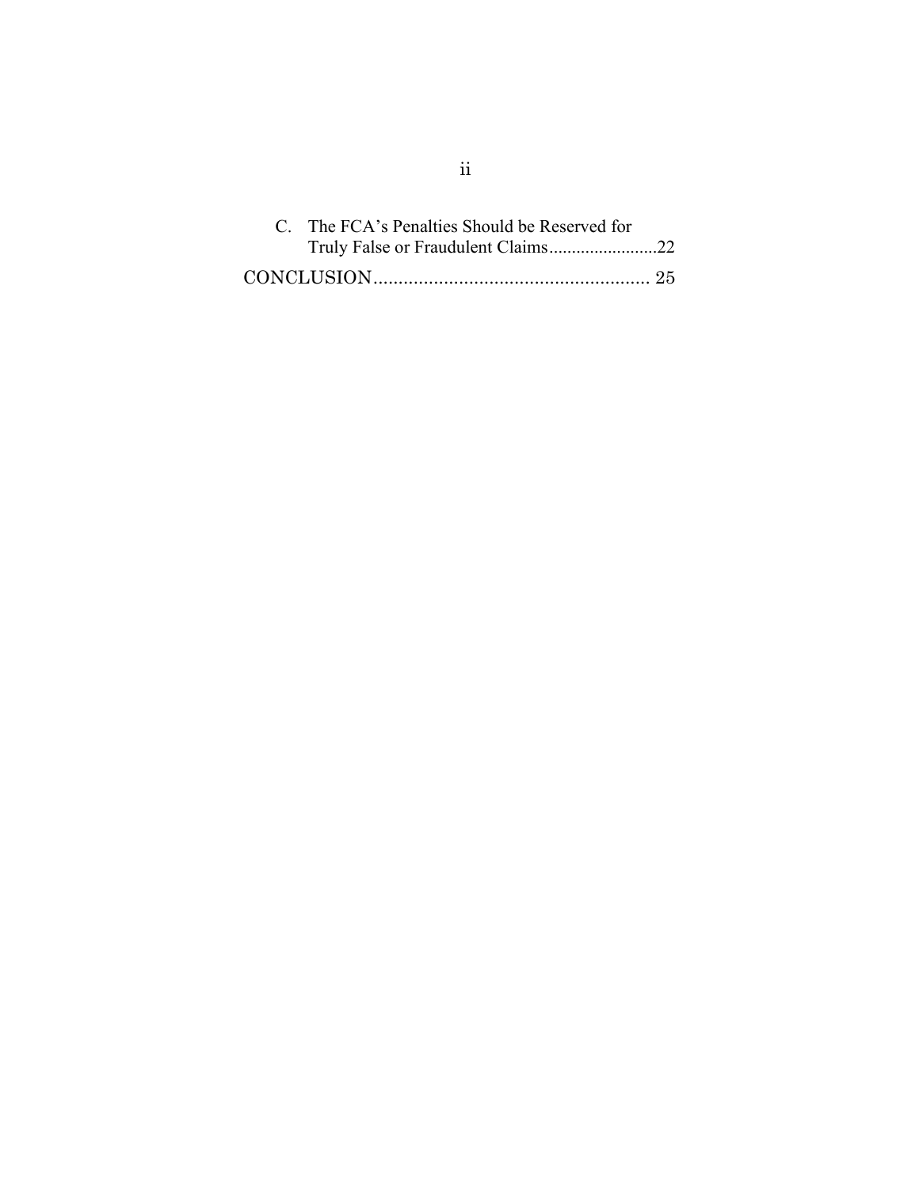C. The FCA's Penalties Should be Reserved for Truly False or Fraudulent Claims........................22

CONCLUSION....................................................... 25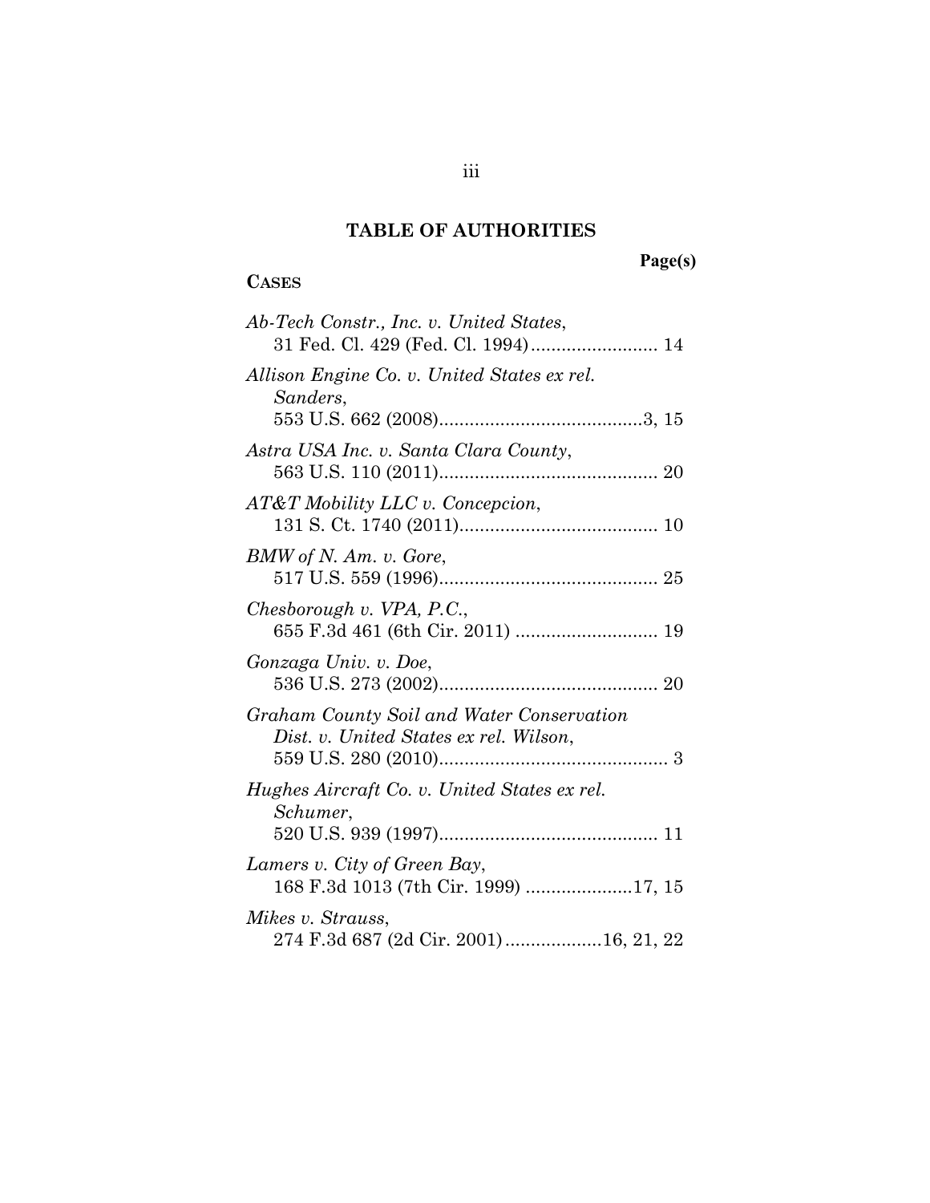## TABLE OF AUTHORITIES

Page(s)

**CASES**

*Ab-Tech Constr., Inc. v. United States*, 31 Fed. Cl. 429 (Fed. Cl. 1994)......................... 14

*Allison Engine Co. v. United States ex rel. Sanders*, 553 U.S. 662 (2008)........................................3, 15

*Astra USA Inc. v. Santa Clara County*, 563 U.S. 110 (2011)........................................... 20

*AT&T Mobility LLC v. Concepcion*, 131 S. Ct. 1740 (2011)....................................... 10

*BMW of N. Am. v. Gore*, 517 U.S. 559 (1996)........................................... 25

*Chesborough v. VPA, P.C.*, 655 F.3d 461 (6th Cir. 2011) ............................ 19

*Gonzaga Univ. v. Doe*, 536 U.S. 273 (2002)........................................... 20

*Graham County Soil and Water Conservation Dist. v. United States ex rel. Wilson*, 559 U.S. 280 (2010)............................................. 3

*Hughes Aircraft Co. v. United States ex rel. Schumer*, 520 U.S. 939 (1997)........................................... 11

*Lamers v. City of Green Bay*, 168 F.3d 1013 (7th Cir. 1999) .....................17, 15

*Mikes v. Strauss*, 274 F.3d 687 (2d Cir. 2001)...................16, 21, 22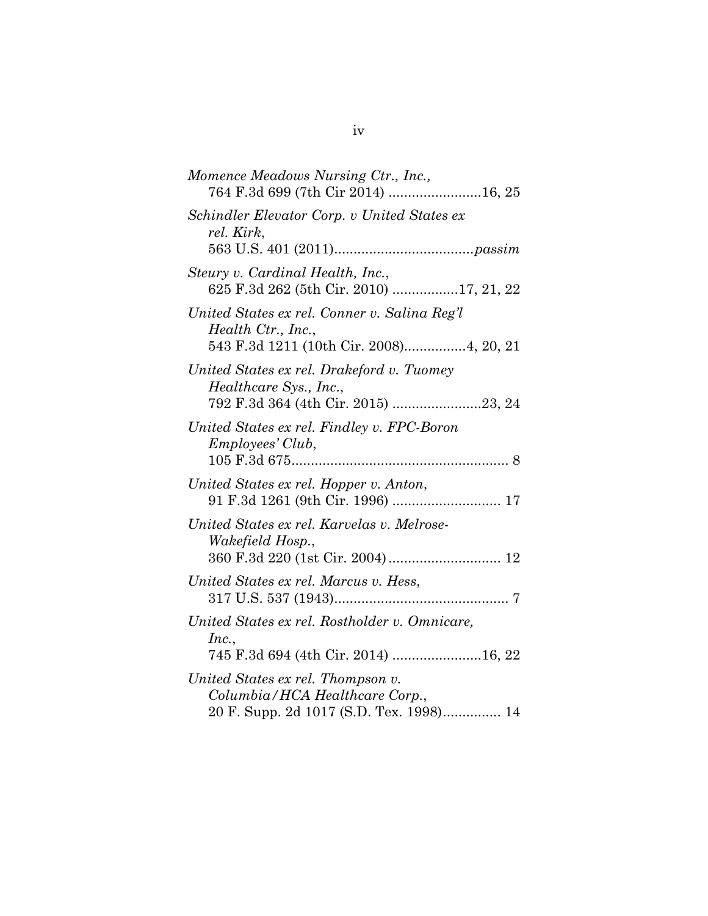*Momence Meadows Nursing Ctr., Inc.*,
764 F.3d 699 (7th Cir 2014) ........................16, 25

*Schindler Elevator Corp. v United States ex rel. Kirk*,
563 U.S. 401 (2011)....................................*passim*

*Steury v. Cardinal Health, Inc.*,
625 F.3d 262 (5th Cir. 2010) .................17, 21, 22

*United States ex rel. Conner v. Salina Reg'l Health Ctr., Inc.*,
543 F.3d 1211 (10th Cir. 2008)................4, 20, 21

*United States ex rel. Drakeford v. Tuomey Healthcare Sys., Inc.*,
792 F.3d 364 (4th Cir. 2015) .......................23, 24

*United States ex rel. Findley v. FPC-Boron Employees' Club*,
105 F.3d 675........................................................ 8

*United States ex rel. Hopper v. Anton*,
91 F.3d 1261 (9th Cir. 1996) ............................ 17

*United States ex rel. Karvelas v. Melrose-Wakefield Hosp.*,
360 F.3d 220 (1st Cir. 2004)............................. 12

*United States ex rel. Marcus v. Hess*,
317 U.S. 537 (1943)............................................. 7

*United States ex rel. Rostholder v. Omnicare, Inc.*,
745 F.3d 694 (4th Cir. 2014) .......................16, 22

*United States ex rel. Thompson v. Columbia/HCA Healthcare Corp.*,
20 F. Supp. 2d 1017 (S.D. Tex. 1998)............... 14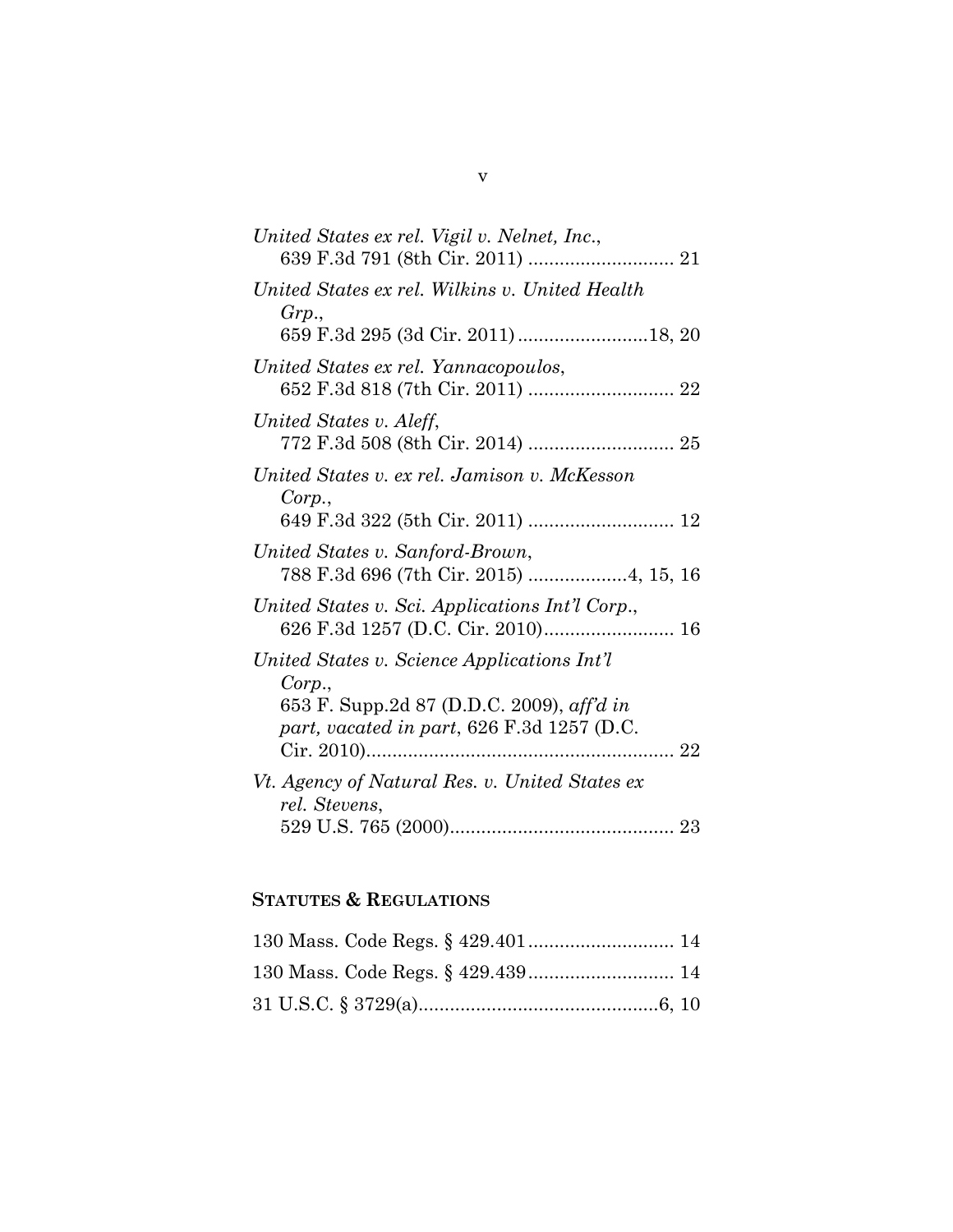*United States ex rel. Vigil v. Nelnet, Inc.*,
639 F.3d 791 (8th Cir. 2011) ............................ 21

*United States ex rel. Wilkins v. United Health Grp.*,
659 F.3d 295 (3d Cir. 2011) .........................18, 20

*United States ex rel. Yannacopoulos*,
652 F.3d 818 (7th Cir. 2011) ............................ 22

*United States v. Aleff*,
772 F.3d 508 (8th Cir. 2014) ............................ 25

*United States v. ex rel. Jamison v. McKesson Corp.*,
649 F.3d 322 (5th Cir. 2011) ............................ 12

*United States v. Sanford-Brown*,
788 F.3d 696 (7th Cir. 2015) ...................4, 15, 16

*United States v. Sci. Applications Int'l Corp.*,
626 F.3d 1257 (D.C. Cir. 2010)......................... 16

*United States v. Science Applications Int'l Corp.*,
653 F. Supp.2d 87 (D.D.C. 2009), *aff'd in part, vacated in part*, 626 F.3d 1257 (D.C. Cir. 2010)........................................................... 22

*Vt. Agency of Natural Res. v. United States ex rel. Stevens*,
529 U.S. 765 (2000)........................................... 23

## STATUTES & REGULATIONS

130 Mass. Code Regs. § 429.401............................ 14

130 Mass. Code Regs. § 429.439............................ 14

31 U.S.C. § 3729(a)..............................................6, 10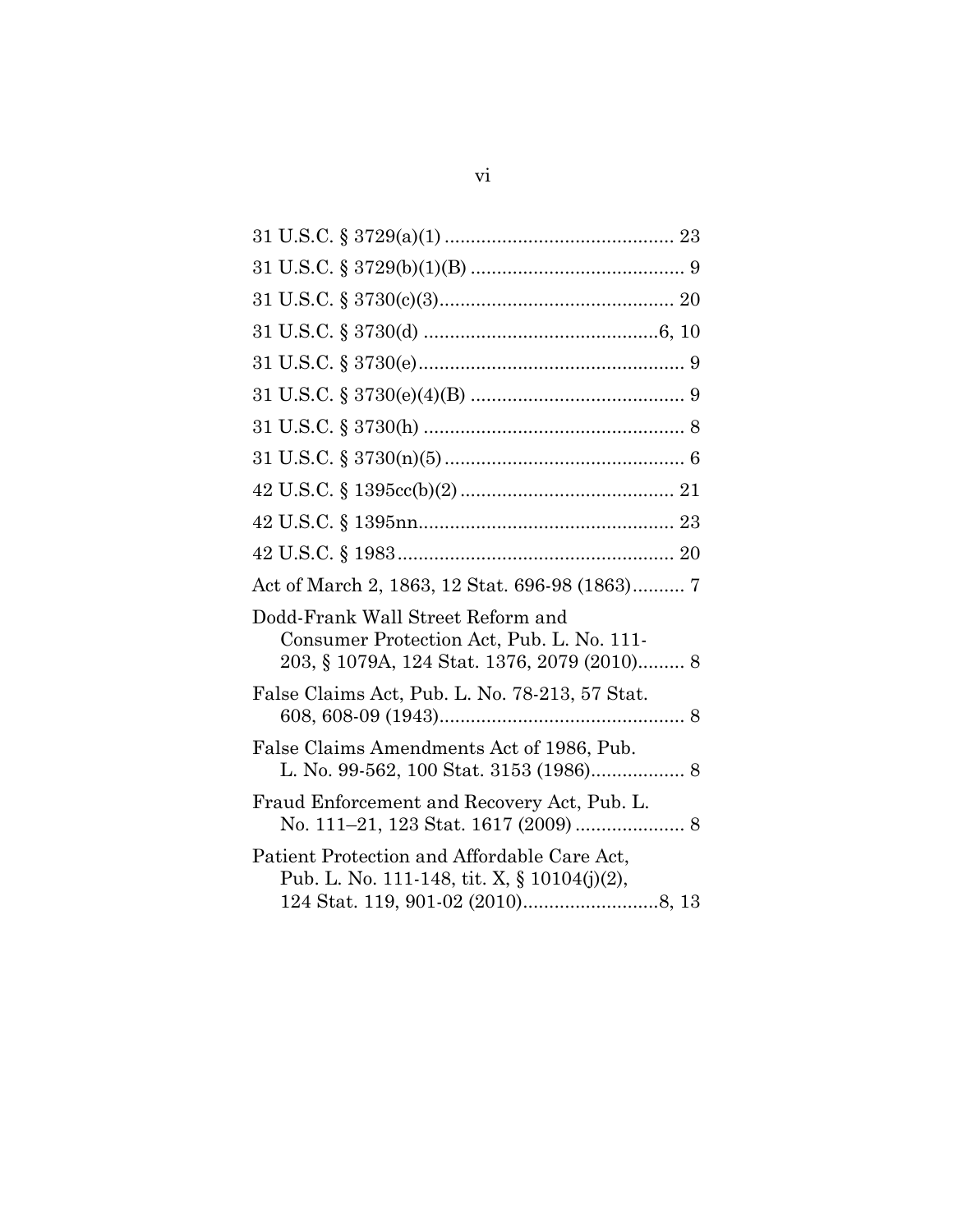31 U.S.C. § 3729(a)(1) ............................................ 23

31 U.S.C. § 3729(b)(1)(B) ......................................... 9

31 U.S.C. § 3730(c)(3)............................................. 20

31 U.S.C. § 3730(d) .............................................6, 10

31 U.S.C. § 3730(e)................................................... 9

31 U.S.C. § 3730(e)(4)(B) ......................................... 9

31 U.S.C. § 3730(h) .................................................. 8

31 U.S.C. § 3730(n)(5) .............................................. 6

42 U.S.C. § 1395cc(b)(2) ......................................... 21

42 U.S.C. § 1395nn................................................. 23

42 U.S.C. § 1983..................................................... 20

Act of March 2, 1863, 12 Stat. 696-98 (1863).......... 7

Dodd-Frank Wall Street Reform and Consumer Protection Act, Pub. L. No. 111-203, § 1079A, 124 Stat. 1376, 2079 (2010)......... 8

False Claims Act, Pub. L. No. 78-213, 57 Stat. 608, 608-09 (1943)............................................... 8

False Claims Amendments Act of 1986, Pub. L. No. 99-562, 100 Stat. 3153 (1986).................. 8

Fraud Enforcement and Recovery Act, Pub. L. No. 111–21, 123 Stat. 1617 (2009) ..................... 8

Patient Protection and Affordable Care Act, Pub. L. No. 111-148, tit. X, § 10104(j)(2), 124 Stat. 119, 901-02 (2010)..........................8, 13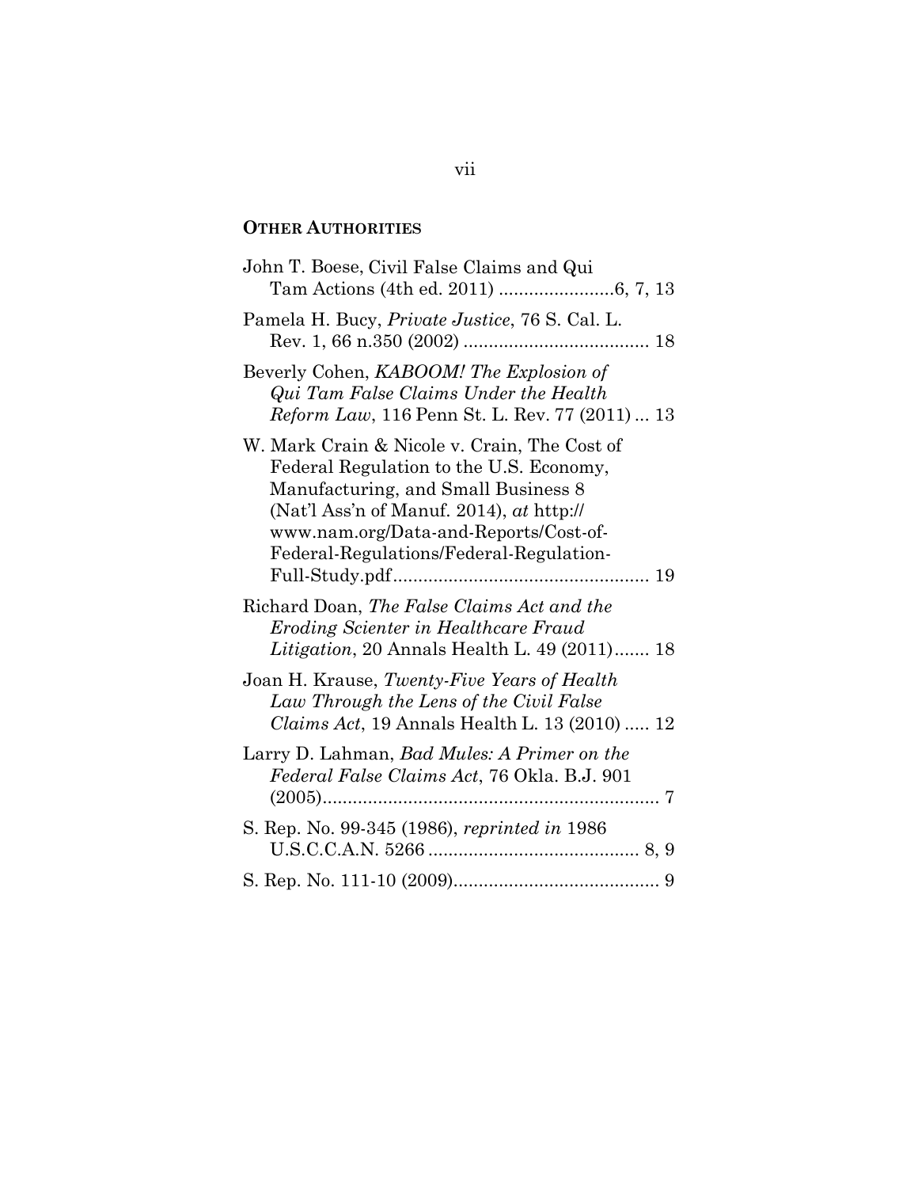**OTHER AUTHORITIES**

John T. Boese, Civil False Claims and Qui Tam Actions (4th ed. 2011) .......................6, 7, 13

Pamela H. Bucy, *Private Justice*, 76 S. Cal. L. Rev. 1, 66 n.350 (2002) ..................................... 18

Beverly Cohen, *KABOOM! The Explosion of Qui Tam False Claims Under the Health Reform Law*, 116 Penn St. L. Rev. 77 (2011) ... 13

W. Mark Crain & Nicole v. Crain, The Cost of Federal Regulation to the U.S. Economy, Manufacturing, and Small Business 8 (Nat'l Ass'n of Manuf. 2014), *at* http://www.nam.org/Data-and-Reports/Cost-of-Federal-Regulations/Federal-Regulation-Full-Study.pdf ................................................... 19

Richard Doan, *The False Claims Act and the Eroding Scienter in Healthcare Fraud Litigation*, 20 Annals Health L. 49 (2011)....... 18

Joan H. Krause, *Twenty-Five Years of Health Law Through the Lens of the Civil False Claims Act*, 19 Annals Health L. 13 (2010) ..... 12

Larry D. Lahman, *Bad Mules: A Primer on the Federal False Claims Act*, 76 Okla. B.J. 901 (2005).................................................................... 7

S. Rep. No. 99-345 (1986), *reprinted in* 1986 U.S.C.C.A.N. 5266 .......................................... 8, 9

S. Rep. No. 111-10 (2009)......................................... 9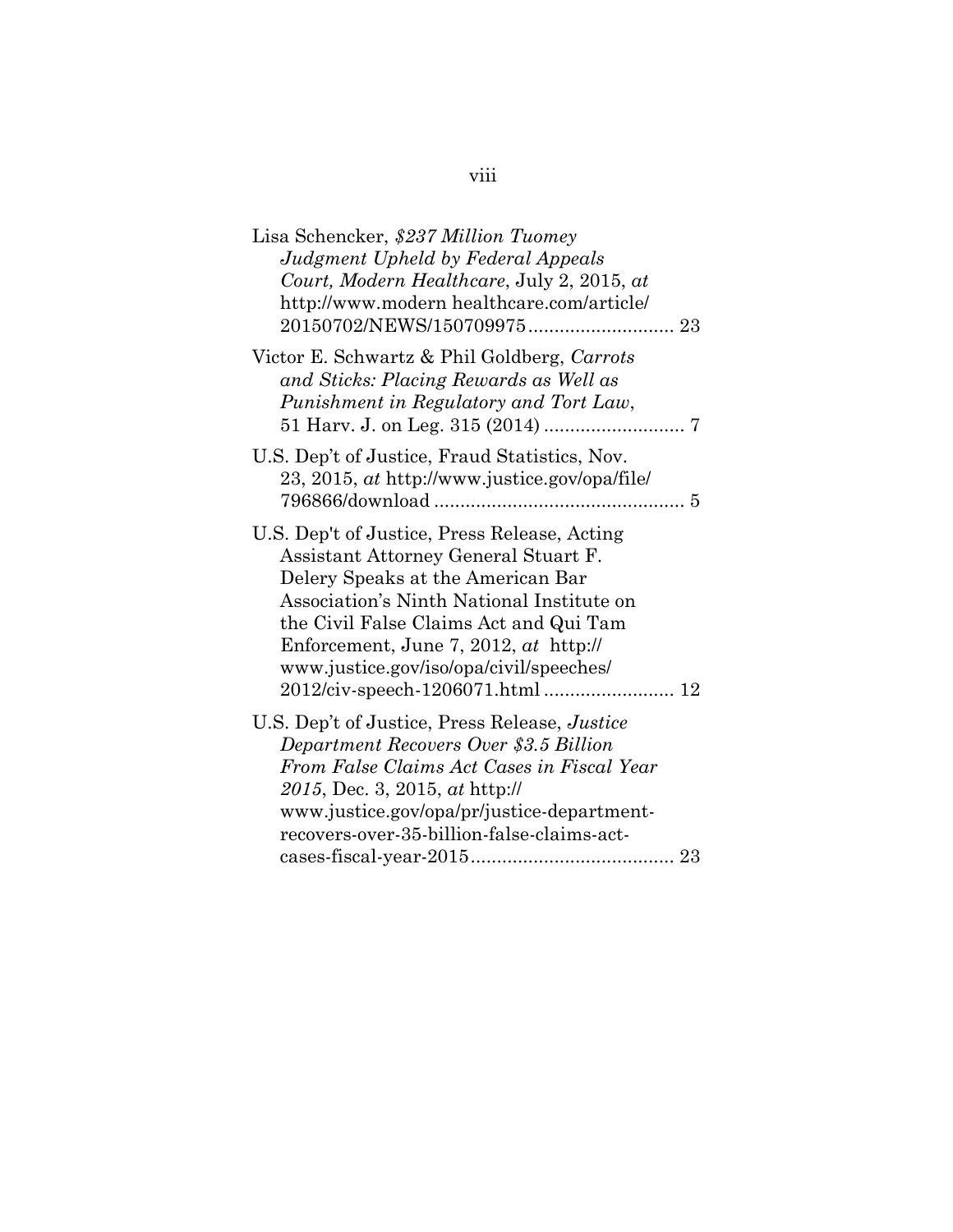Lisa Schencker, *$237 Million Tuomey Judgment Upheld by Federal Appeals Court, Modern Healthcare*, July 2, 2015, *at* http://www.modern healthcare.com/article/20150702/NEWS/150709975 ........................... 23

Victor E. Schwartz & Phil Goldberg, *Carrots and Sticks: Placing Rewards as Well as Punishment in Regulatory and Tort Law*, 51 Harv. J. on Leg. 315 (2014) .......................... 7

U.S. Dep't of Justice, Fraud Statistics, Nov. 23, 2015, *at* http://www.justice.gov/opa/file/796866/download ............................................... 5

U.S. Dep't of Justice, Press Release, Acting Assistant Attorney General Stuart F. Delery Speaks at the American Bar Association's Ninth National Institute on the Civil False Claims Act and Qui Tam Enforcement, June 7, 2012, *at* http://www.justice.gov/iso/opa/civil/speeches/2012/civ-speech-1206071.html ......................... 12

U.S. Dep't of Justice, Press Release, *Justice Department Recovers Over $3.5 Billion From False Claims Act Cases in Fiscal Year 2015*, Dec. 3, 2015, *at* http://www.justice.gov/opa/pr/justice-department-recovers-over-35-billion-false-claims-act-cases-fiscal-year-2015 ...................................... 23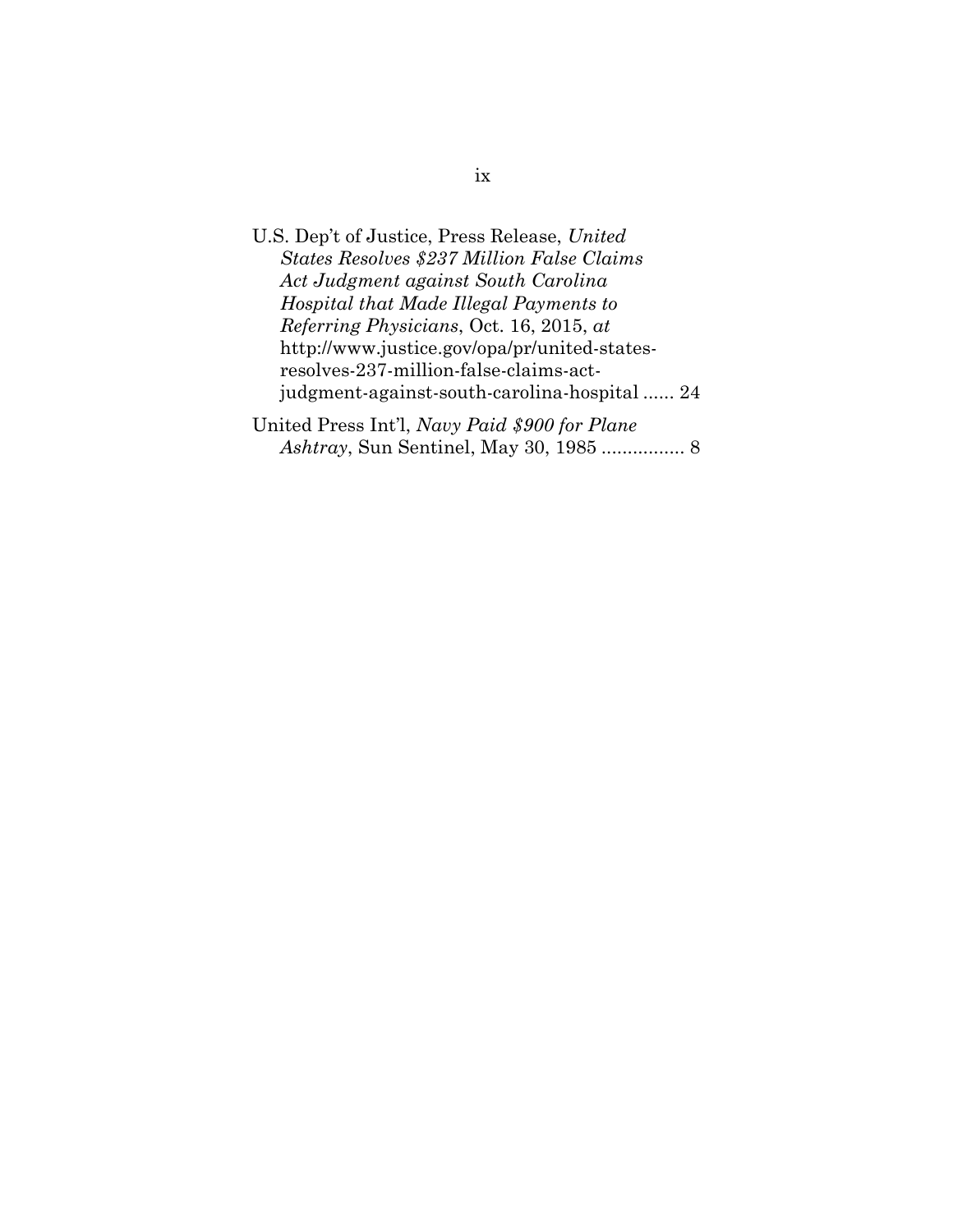U.S. Dep't of Justice, Press Release, *United States Resolves $237 Million False Claims Act Judgment against South Carolina Hospital that Made Illegal Payments to Referring Physicians*, Oct. 16, 2015, *at* http://www.justice.gov/opa/pr/united-states-resolves-237-million-false-claims-act-judgment-against-south-carolina-hospital ...... 24

United Press Int'l, *Navy Paid $900 for Plane Ashtray*, Sun Sentinel, May 30, 1985 ................ 8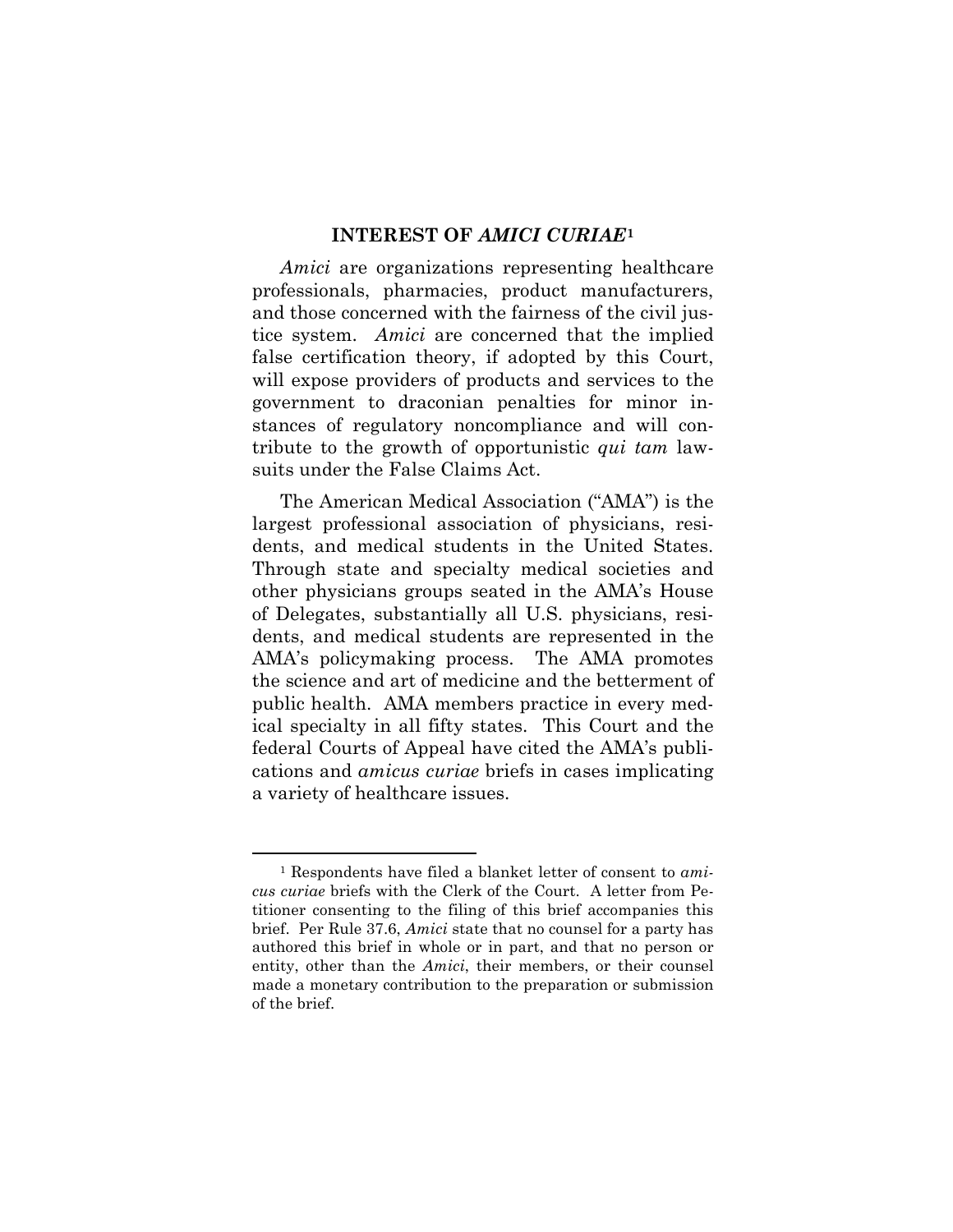## INTEREST OF *AMICI CURIAE*[1]

*Amici* are organizations representing healthcare professionals, pharmacies, product manufacturers, and those concerned with the fairness of the civil justice system. *Amici* are concerned that the implied false certification theory, if adopted by this Court, will expose providers of products and services to the government to draconian penalties for minor instances of regulatory noncompliance and will contribute to the growth of opportunistic *qui tam* lawsuits under the False Claims Act.

The American Medical Association ("AMA") is the largest professional association of physicians, residents, and medical students in the United States. Through state and specialty medical societies and other physicians groups seated in the AMA's House of Delegates, substantially all U.S. physicians, residents, and medical students are represented in the AMA's policymaking process. The AMA promotes the science and art of medicine and the betterment of public health. AMA members practice in every medical specialty in all fifty states. This Court and the federal Courts of Appeal have cited the AMA's publications and *amicus curiae* briefs in cases implicating a variety of healthcare issues.

---

[1] Respondents have filed a blanket letter of consent to *amicus curiae* briefs with the Clerk of the Court. A letter from Petitioner consenting to the filing of this brief accompanies this brief. Per Rule 37.6, *Amici* state that no counsel for a party has authored this brief in whole or in part, and that no person or entity, other than the *Amici*, their members, or their counsel made a monetary contribution to the preparation or submission of the brief.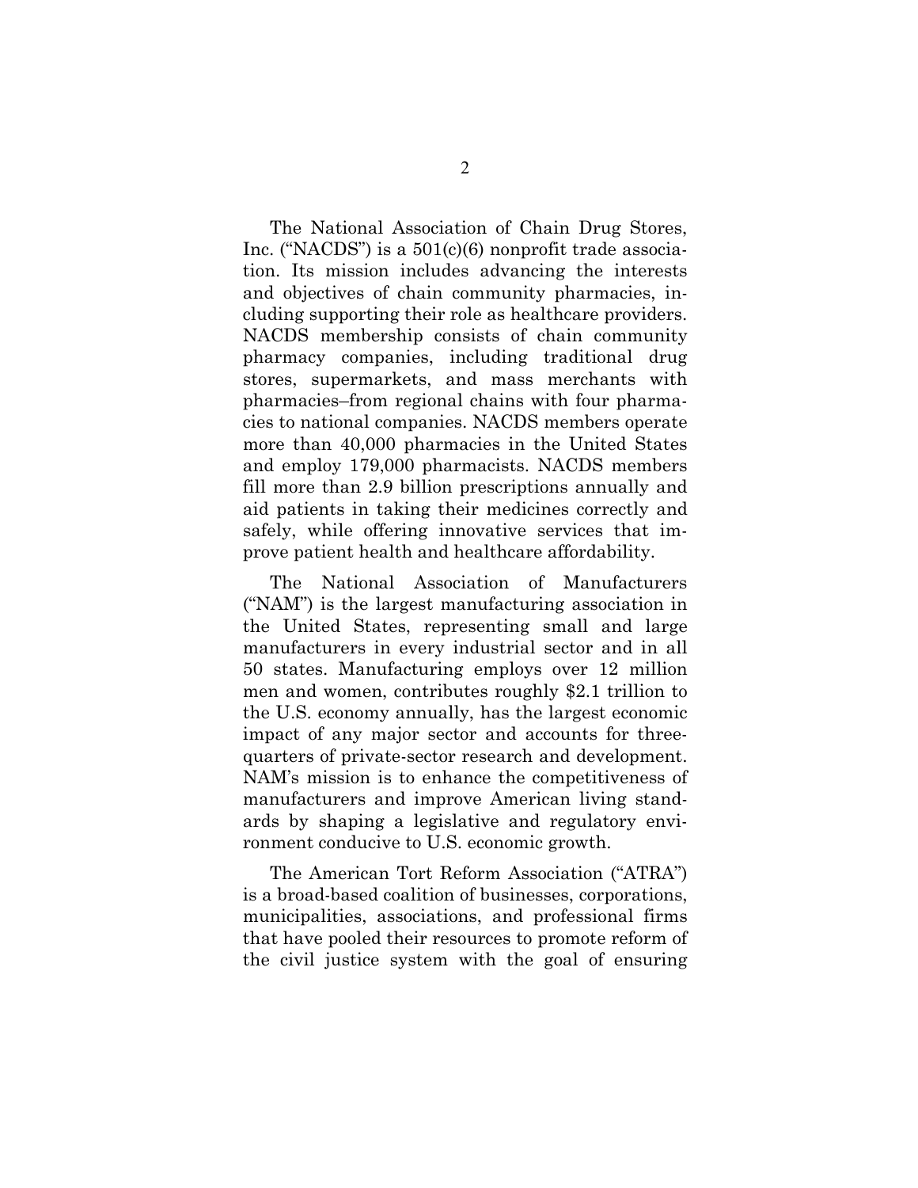The National Association of Chain Drug Stores, Inc. ("NACDS") is a 501(c)(6) nonprofit trade association. Its mission includes advancing the interests and objectives of chain community pharmacies, including supporting their role as healthcare providers. NACDS membership consists of chain community pharmacy companies, including traditional drug stores, supermarkets, and mass merchants with pharmacies–from regional chains with four pharmacies to national companies. NACDS members operate more than 40,000 pharmacies in the United States and employ 179,000 pharmacists. NACDS members fill more than 2.9 billion prescriptions annually and aid patients in taking their medicines correctly and safely, while offering innovative services that improve patient health and healthcare affordability.

The National Association of Manufacturers ("NAM") is the largest manufacturing association in the United States, representing small and large manufacturers in every industrial sector and in all 50 states. Manufacturing employs over 12 million men and women, contributes roughly $2.1 trillion to the U.S. economy annually, has the largest economic impact of any major sector and accounts for three-quarters of private-sector research and development. NAM's mission is to enhance the competitiveness of manufacturers and improve American living standards by shaping a legislative and regulatory environment conducive to U.S. economic growth.

The American Tort Reform Association ("ATRA") is a broad-based coalition of businesses, corporations, municipalities, associations, and professional firms that have pooled their resources to promote reform of the civil justice system with the goal of ensuring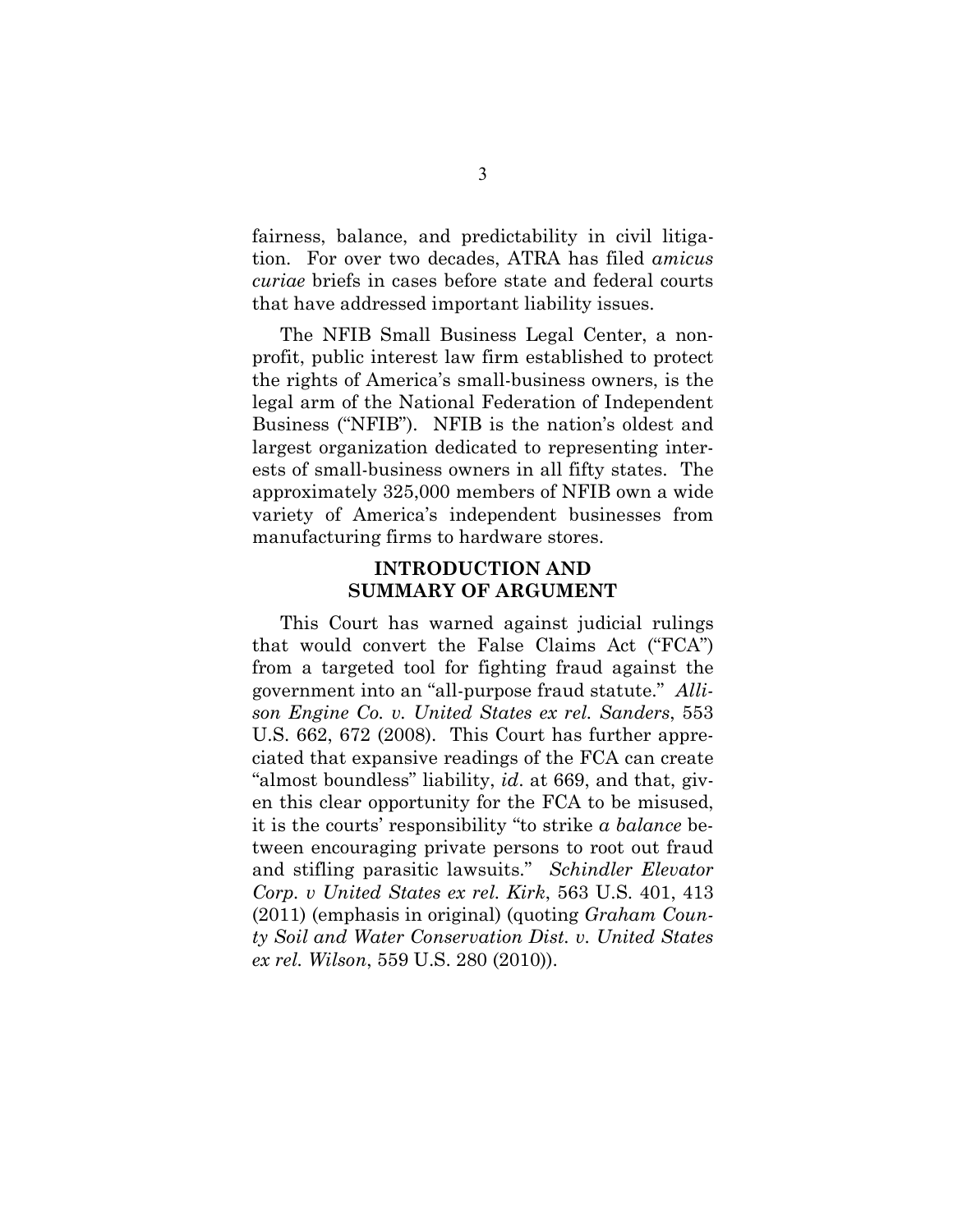fairness, balance, and predictability in civil litigation. For over two decades, ATRA has filed *amicus curiae* briefs in cases before state and federal courts that have addressed important liability issues.

The NFIB Small Business Legal Center, a nonprofit, public interest law firm established to protect the rights of America's small-business owners, is the legal arm of the National Federation of Independent Business ("NFIB"). NFIB is the nation's oldest and largest organization dedicated to representing interests of small-business owners in all fifty states. The approximately 325,000 members of NFIB own a wide variety of America's independent businesses from manufacturing firms to hardware stores.

## INTRODUCTION AND SUMMARY OF ARGUMENT

This Court has warned against judicial rulings that would convert the False Claims Act ("FCA") from a targeted tool for fighting fraud against the government into an "all-purpose fraud statute." *Allison Engine Co. v. United States ex rel. Sanders*, 553 U.S. 662, 672 (2008). This Court has further appreciated that expansive readings of the FCA can create "almost boundless" liability, *id*. at 669, and that, given this clear opportunity for the FCA to be misused, it is the courts' responsibility "to strike *a balance* between encouraging private persons to root out fraud and stifling parasitic lawsuits." *Schindler Elevator Corp. v United States ex rel. Kirk*, 563 U.S. 401, 413 (2011) (emphasis in original) (quoting *Graham County Soil and Water Conservation Dist. v. United States ex rel. Wilson*, 559 U.S. 280 (2010)).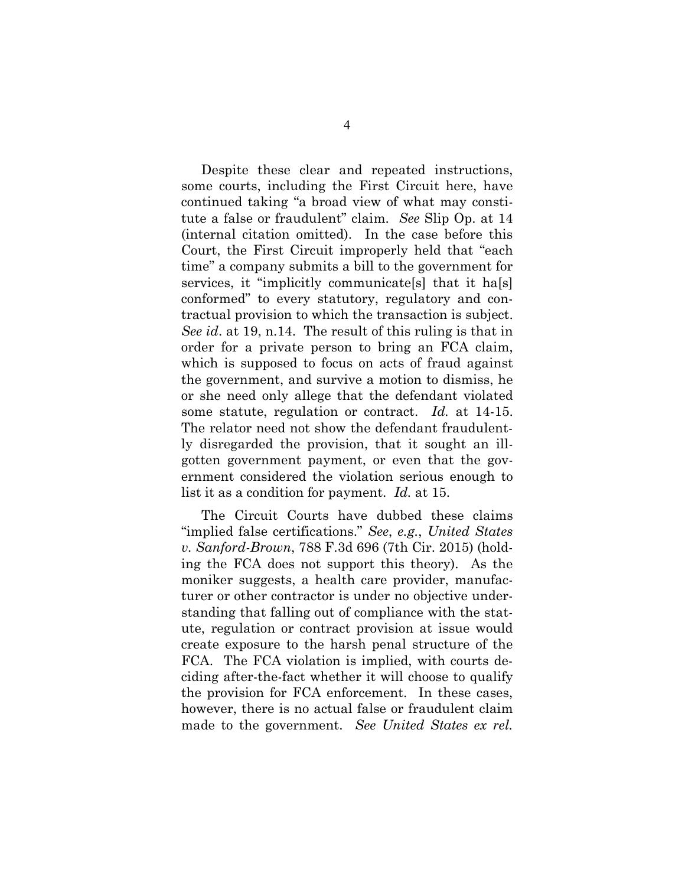Despite these clear and repeated instructions, some courts, including the First Circuit here, have continued taking "a broad view of what may constitute a false or fraudulent" claim. *See* Slip Op. at 14 (internal citation omitted). In the case before this Court, the First Circuit improperly held that "each time" a company submits a bill to the government for services, it "implicitly communicate[s] that it ha[s] conformed" to every statutory, regulatory and contractual provision to which the transaction is subject. *See id*. at 19, n.14. The result of this ruling is that in order for a private person to bring an FCA claim, which is supposed to focus on acts of fraud against the government, and survive a motion to dismiss, he or she need only allege that the defendant violated some statute, regulation or contract. *Id.* at 14-15. The relator need not show the defendant fraudulently disregarded the provision, that it sought an ill-gotten government payment, or even that the government considered the violation serious enough to list it as a condition for payment. *Id.* at 15.

The Circuit Courts have dubbed these claims "implied false certifications." *See*, *e.g.*, *United States v. Sanford-Brown*, 788 F.3d 696 (7th Cir. 2015) (holding the FCA does not support this theory). As the moniker suggests, a health care provider, manufacturer or other contractor is under no objective understanding that falling out of compliance with the statute, regulation or contract provision at issue would create exposure to the harsh penal structure of the FCA. The FCA violation is implied, with courts deciding after-the-fact whether it will choose to qualify the provision for FCA enforcement. In these cases, however, there is no actual false or fraudulent claim made to the government. *See United States ex rel.*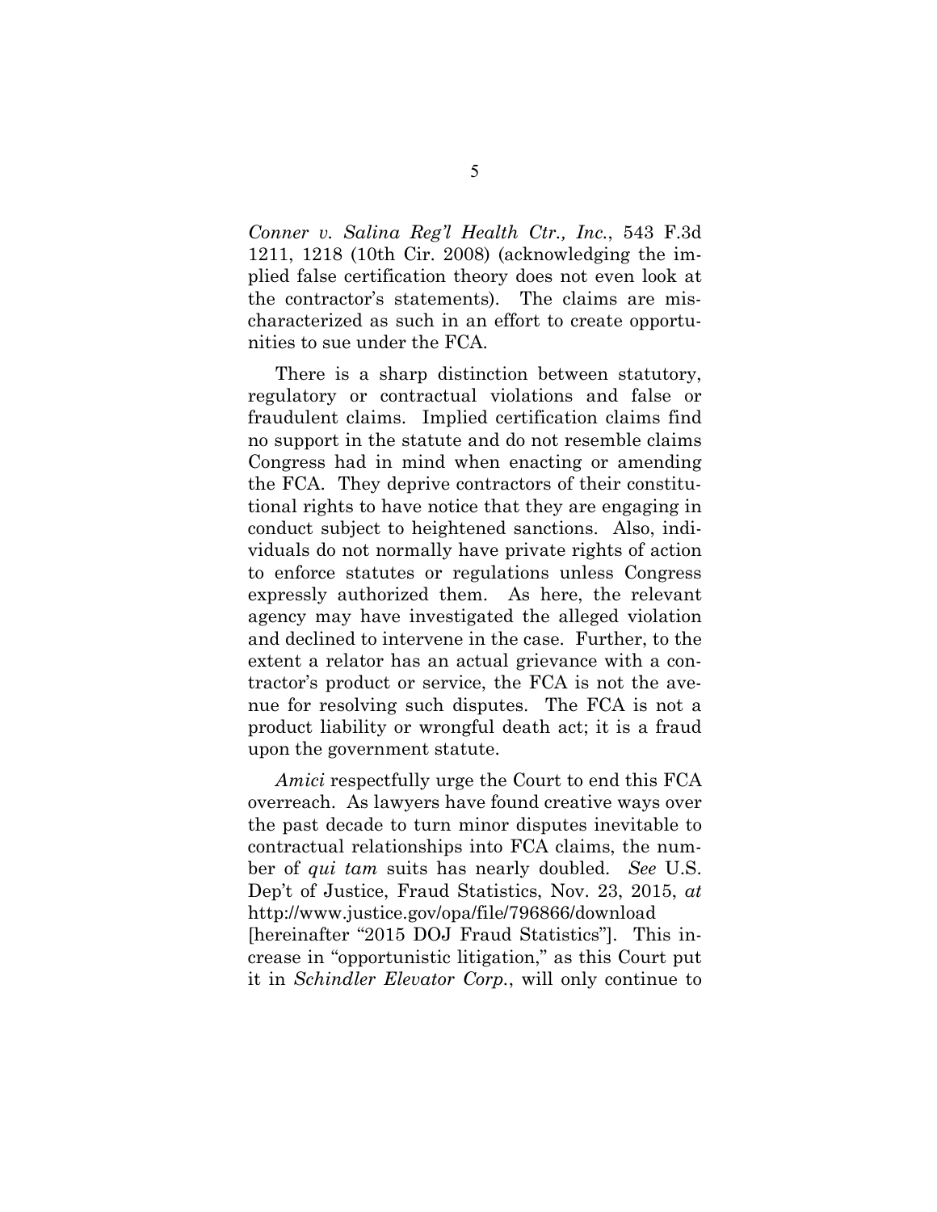*Conner v. Salina Reg'l Health Ctr., Inc.*, 543 F.3d 1211, 1218 (10th Cir. 2008) (acknowledging the implied false certification theory does not even look at the contractor's statements). The claims are mischaracterized as such in an effort to create opportunities to sue under the FCA.

There is a sharp distinction between statutory, regulatory or contractual violations and false or fraudulent claims. Implied certification claims find no support in the statute and do not resemble claims Congress had in mind when enacting or amending the FCA. They deprive contractors of their constitutional rights to have notice that they are engaging in conduct subject to heightened sanctions. Also, individuals do not normally have private rights of action to enforce statutes or regulations unless Congress expressly authorized them. As here, the relevant agency may have investigated the alleged violation and declined to intervene in the case. Further, to the extent a relator has an actual grievance with a contractor's product or service, the FCA is not the avenue for resolving such disputes. The FCA is not a product liability or wrongful death act; it is a fraud upon the government statute.

*Amici* respectfully urge the Court to end this FCA overreach. As lawyers have found creative ways over the past decade to turn minor disputes inevitable to contractual relationships into FCA claims, the number of *qui tam* suits has nearly doubled. *See* U.S. Dep't of Justice, Fraud Statistics, Nov. 23, 2015, *at* http://www.justice.gov/opa/file/796866/download [hereinafter "2015 DOJ Fraud Statistics"]. This increase in "opportunistic litigation," as this Court put it in *Schindler Elevator Corp.*, will only continue to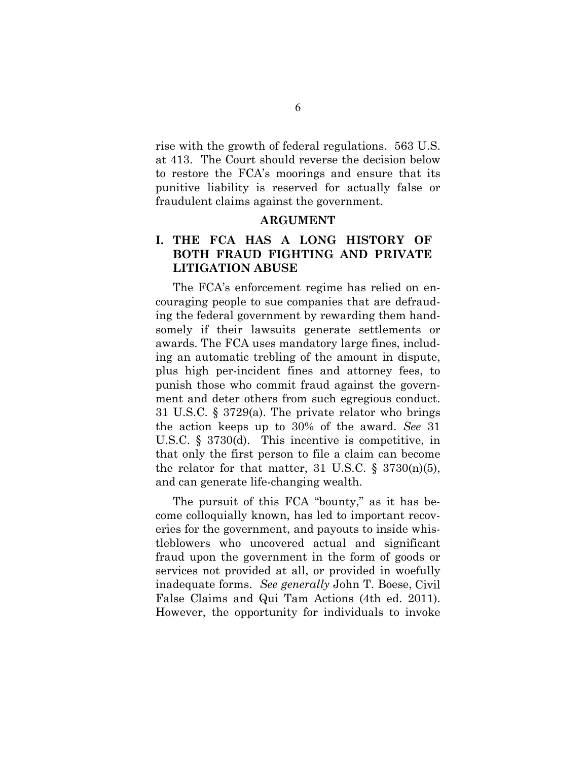rise with the growth of federal regulations. 563 U.S. at 413. The Court should reverse the decision below to restore the FCA's moorings and ensure that its punitive liability is reserved for actually false or fraudulent claims against the government.

## ARGUMENT

### I. THE FCA HAS A LONG HISTORY OF BOTH FRAUD FIGHTING AND PRIVATE LITIGATION ABUSE

The FCA's enforcement regime has relied on encouraging people to sue companies that are defrauding the federal government by rewarding them handsomely if their lawsuits generate settlements or awards. The FCA uses mandatory large fines, including an automatic trebling of the amount in dispute, plus high per-incident fines and attorney fees, to punish those who commit fraud against the government and deter others from such egregious conduct. 31 U.S.C. § 3729(a). The private relator who brings the action keeps up to 30% of the award. *See* 31 U.S.C. § 3730(d). This incentive is competitive, in that only the first person to file a claim can become the relator for that matter, 31 U.S.C. § 3730(n)(5), and can generate life-changing wealth.

The pursuit of this FCA "bounty," as it has become colloquially known, has led to important recoveries for the government, and payouts to inside whistleblowers who uncovered actual and significant fraud upon the government in the form of goods or services not provided at all, or provided in woefully inadequate forms. *See generally* John T. Boese, Civil False Claims and Qui Tam Actions (4th ed. 2011). However, the opportunity for individuals to invoke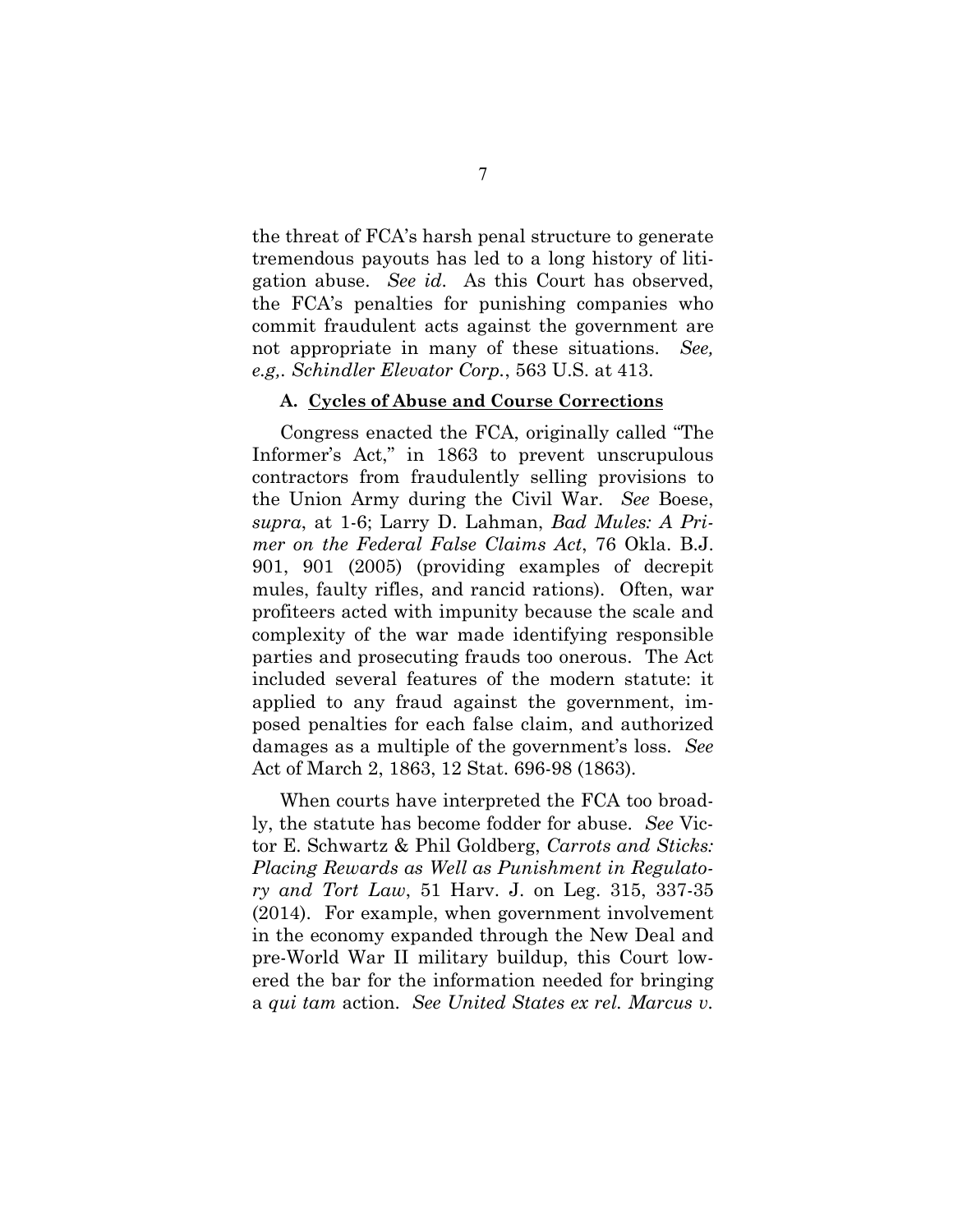the threat of FCA's harsh penal structure to generate tremendous payouts has led to a long history of litigation abuse. *See id*. As this Court has observed, the FCA's penalties for punishing companies who commit fraudulent acts against the government are not appropriate in many of these situations. *See, e.g,. Schindler Elevator Corp.*, 563 U.S. at 413.

### A. Cycles of Abuse and Course Corrections

Congress enacted the FCA, originally called "The Informer's Act," in 1863 to prevent unscrupulous contractors from fraudulently selling provisions to the Union Army during the Civil War. *See* Boese, *supra*, at 1-6; Larry D. Lahman, *Bad Mules: A Primer on the Federal False Claims Act*, 76 Okla. B.J. 901, 901 (2005) (providing examples of decrepit mules, faulty rifles, and rancid rations). Often, war profiteers acted with impunity because the scale and complexity of the war made identifying responsible parties and prosecuting frauds too onerous. The Act included several features of the modern statute: it applied to any fraud against the government, imposed penalties for each false claim, and authorized damages as a multiple of the government's loss. *See* Act of March 2, 1863, 12 Stat. 696-98 (1863).

When courts have interpreted the FCA too broadly, the statute has become fodder for abuse. *See* Victor E. Schwartz & Phil Goldberg, *Carrots and Sticks: Placing Rewards as Well as Punishment in Regulatory and Tort Law*, 51 Harv. J. on Leg. 315, 337-35 (2014). For example, when government involvement in the economy expanded through the New Deal and pre-World War II military buildup, this Court lowered the bar for the information needed for bringing a *qui tam* action. *See United States ex rel. Marcus v.*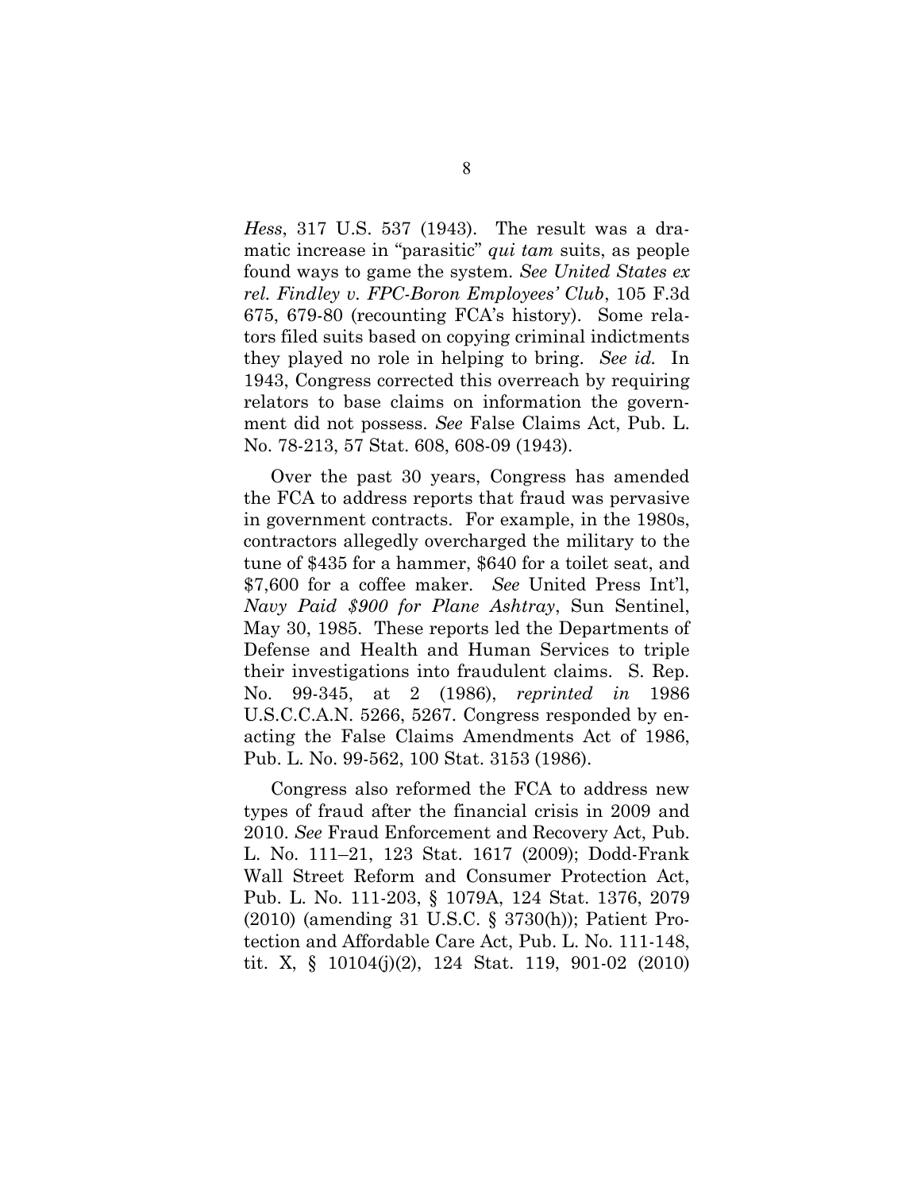*Hess*, 317 U.S. 537 (1943). The result was a dramatic increase in "parasitic" *qui tam* suits, as people found ways to game the system. *See United States ex rel. Findley v. FPC-Boron Employees' Club*, 105 F.3d 675, 679-80 (recounting FCA's history). Some relators filed suits based on copying criminal indictments they played no role in helping to bring. *See id.* In 1943, Congress corrected this overreach by requiring relators to base claims on information the government did not possess. *See* False Claims Act, Pub. L. No. 78-213, 57 Stat. 608, 608-09 (1943).

Over the past 30 years, Congress has amended the FCA to address reports that fraud was pervasive in government contracts. For example, in the 1980s, contractors allegedly overcharged the military to the tune of $435 for a hammer, $640 for a toilet seat, and $7,600 for a coffee maker. *See* United Press Int'l, *Navy Paid $900 for Plane Ashtray*, Sun Sentinel, May 30, 1985. These reports led the Departments of Defense and Health and Human Services to triple their investigations into fraudulent claims. S. Rep. No. 99-345, at 2 (1986), *reprinted in* 1986 U.S.C.C.A.N. 5266, 5267. Congress responded by enacting the False Claims Amendments Act of 1986, Pub. L. No. 99-562, 100 Stat. 3153 (1986).

Congress also reformed the FCA to address new types of fraud after the financial crisis in 2009 and 2010. *See* Fraud Enforcement and Recovery Act, Pub. L. No. 111–21, 123 Stat. 1617 (2009); Dodd-Frank Wall Street Reform and Consumer Protection Act, Pub. L. No. 111-203, § 1079A, 124 Stat. 1376, 2079 (2010) (amending 31 U.S.C. § 3730(h)); Patient Protection and Affordable Care Act, Pub. L. No. 111-148, tit. X, § 10104(j)(2), 124 Stat. 119, 901-02 (2010)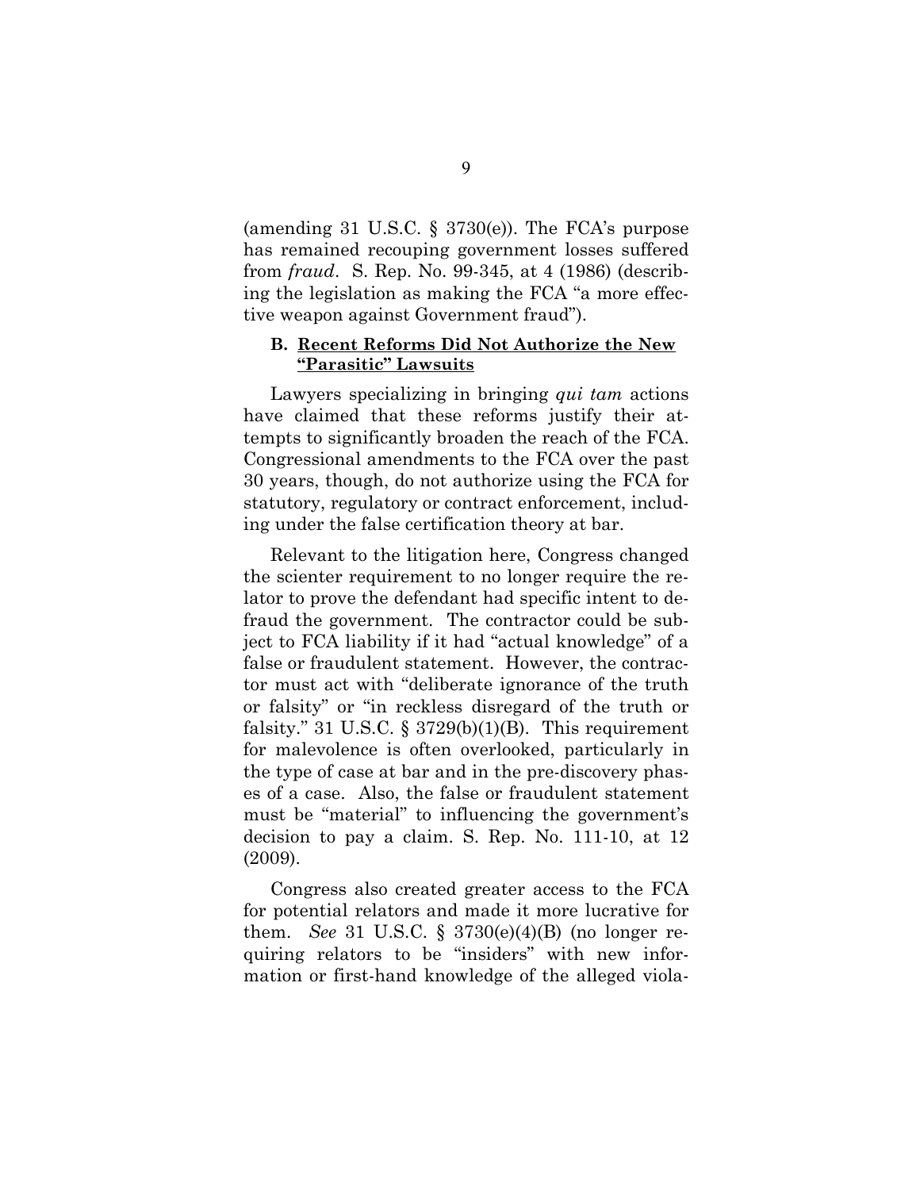(amending 31 U.S.C. § 3730(e)). The FCA's purpose has remained recouping government losses suffered from *fraud*. S. Rep. No. 99-345, at 4 (1986) (describing the legislation as making the FCA "a more effective weapon against Government fraud").

### B. Recent Reforms Did Not Authorize the New "Parasitic" Lawsuits

Lawyers specializing in bringing *qui tam* actions have claimed that these reforms justify their attempts to significantly broaden the reach of the FCA. Congressional amendments to the FCA over the past 30 years, though, do not authorize using the FCA for statutory, regulatory or contract enforcement, including under the false certification theory at bar.

Relevant to the litigation here, Congress changed the scienter requirement to no longer require the relator to prove the defendant had specific intent to defraud the government. The contractor could be subject to FCA liability if it had "actual knowledge" of a false or fraudulent statement. However, the contractor must act with "deliberate ignorance of the truth or falsity" or "in reckless disregard of the truth or falsity." 31 U.S.C. § 3729(b)(1)(B). This requirement for malevolence is often overlooked, particularly in the type of case at bar and in the pre-discovery phases of a case. Also, the false or fraudulent statement must be "material" to influencing the government's decision to pay a claim. S. Rep. No. 111-10, at 12 (2009).

Congress also created greater access to the FCA for potential relators and made it more lucrative for them. *See* 31 U.S.C. § 3730(e)(4)(B) (no longer requiring relators to be "insiders" with new information or first-hand knowledge of the alleged viola-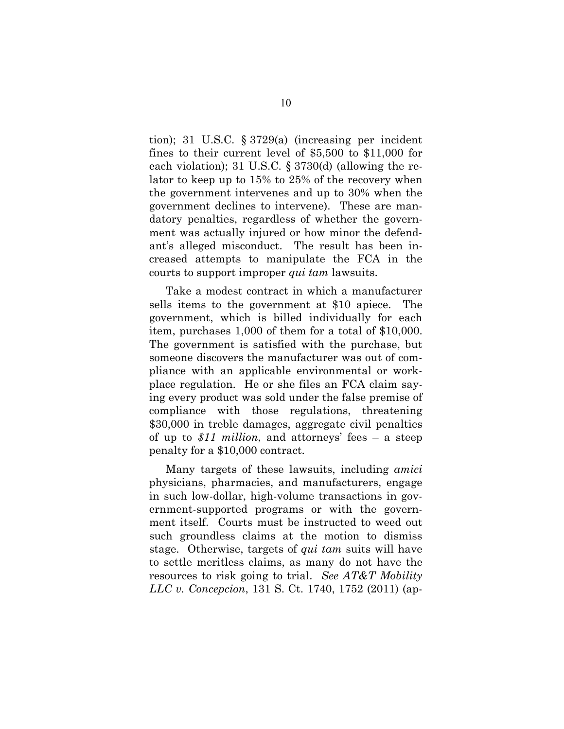tion); 31 U.S.C. § 3729(a) (increasing per incident fines to their current level of $5,500 to $11,000 for each violation); 31 U.S.C. § 3730(d) (allowing the relator to keep up to 15% to 25% of the recovery when the government intervenes and up to 30% when the government declines to intervene). These are mandatory penalties, regardless of whether the government was actually injured or how minor the defendant's alleged misconduct. The result has been increased attempts to manipulate the FCA in the courts to support improper *qui tam* lawsuits.

Take a modest contract in which a manufacturer sells items to the government at $10 apiece. The government, which is billed individually for each item, purchases 1,000 of them for a total of $10,000. The government is satisfied with the purchase, but someone discovers the manufacturer was out of compliance with an applicable environmental or workplace regulation. He or she files an FCA claim saying every product was sold under the false premise of compliance with those regulations, threatening $30,000 in treble damages, aggregate civil penalties of up to *$11 million*, and attorneys' fees – a steep penalty for a $10,000 contract.

Many targets of these lawsuits, including *amici* physicians, pharmacies, and manufacturers, engage in such low-dollar, high-volume transactions in government-supported programs or with the government itself. Courts must be instructed to weed out such groundless claims at the motion to dismiss stage. Otherwise, targets of *qui tam* suits will have to settle meritless claims, as many do not have the resources to risk going to trial. *See AT&T Mobility LLC v. Concepcion*, 131 S. Ct. 1740, 1752 (2011) (ap-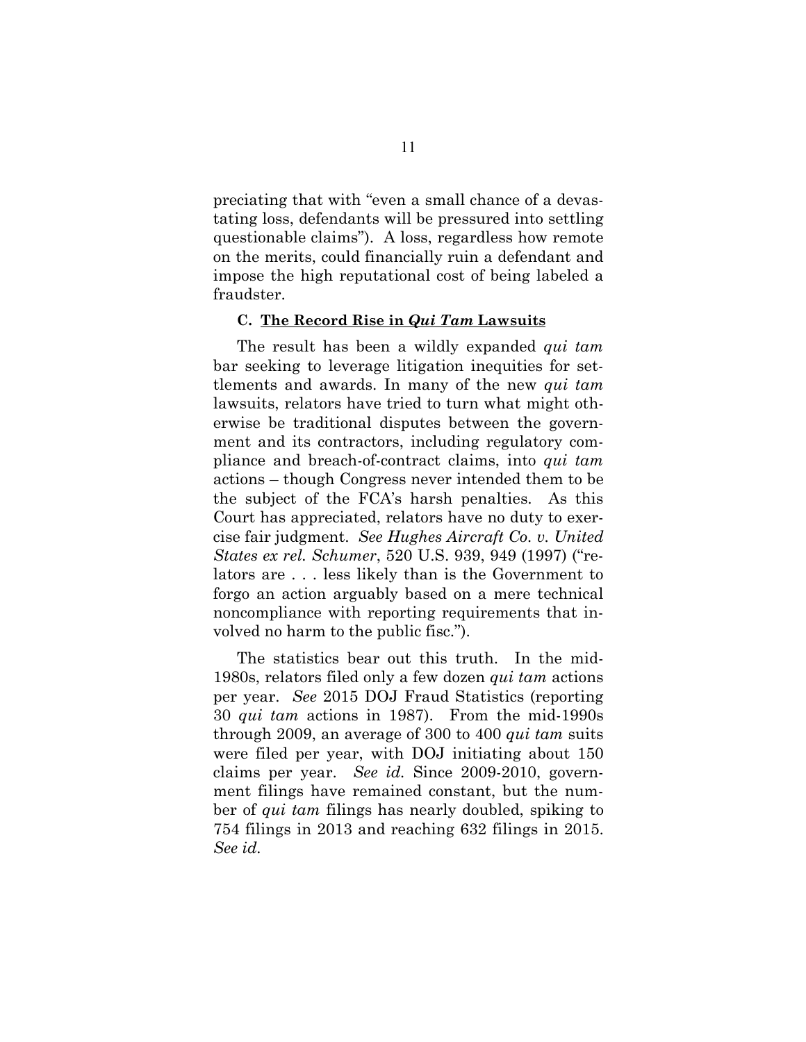preciating that with "even a small chance of a devastating loss, defendants will be pressured into settling questionable claims"). A loss, regardless how remote on the merits, could financially ruin a defendant and impose the high reputational cost of being labeled a fraudster.

### C. <u>The Record Rise in *Qui Tam* Lawsuits</u>

The result has been a wildly expanded *qui tam* bar seeking to leverage litigation inequities for settlements and awards. In many of the new *qui tam* lawsuits, relators have tried to turn what might otherwise be traditional disputes between the government and its contractors, including regulatory compliance and breach-of-contract claims, into *qui tam* actions – though Congress never intended them to be the subject of the FCA's harsh penalties. As this Court has appreciated, relators have no duty to exercise fair judgment. *See Hughes Aircraft Co. v. United States ex rel. Schumer*, 520 U.S. 939, 949 (1997) ("relators are . . . less likely than is the Government to forgo an action arguably based on a mere technical noncompliance with reporting requirements that involved no harm to the public fisc.").

The statistics bear out this truth. In the mid-1980s, relators filed only a few dozen *qui tam* actions per year. *See* 2015 DOJ Fraud Statistics (reporting 30 *qui tam* actions in 1987). From the mid-1990s through 2009, an average of 300 to 400 *qui tam* suits were filed per year, with DOJ initiating about 150 claims per year. *See id.* Since 2009-2010, government filings have remained constant, but the number of *qui tam* filings has nearly doubled, spiking to 754 filings in 2013 and reaching 632 filings in 2015. *See id.*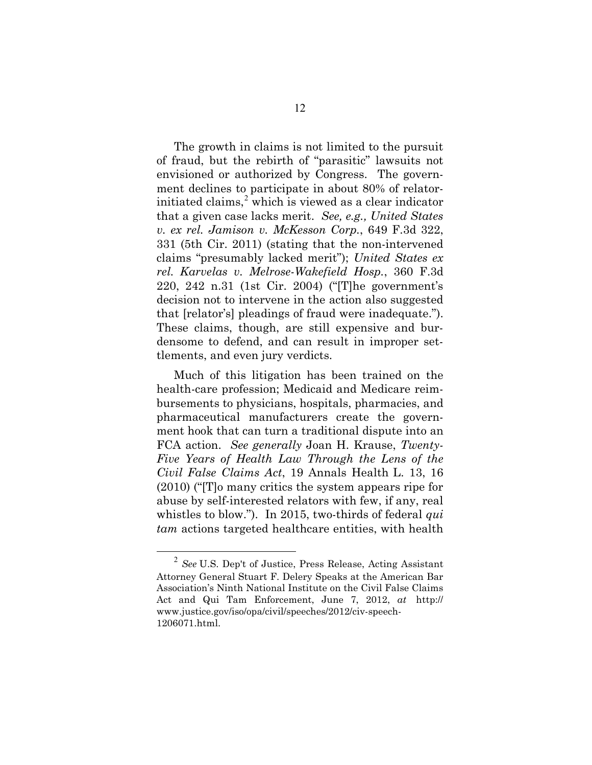The growth in claims is not limited to the pursuit of fraud, but the rebirth of "parasitic" lawsuits not envisioned or authorized by Congress. The government declines to participate in about 80% of relator-initiated claims,[2] which is viewed as a clear indicator that a given case lacks merit. *See, e.g., United States v. ex rel. Jamison v. McKesson Corp.*, 649 F.3d 322, 331 (5th Cir. 2011) (stating that the non-intervened claims "presumably lacked merit"); *United States ex rel. Karvelas v. Melrose-Wakefield Hosp.*, 360 F.3d 220, 242 n.31 (1st Cir. 2004) ("[T]he government's decision not to intervene in the action also suggested that [relator's] pleadings of fraud were inadequate."). These claims, though, are still expensive and burdensome to defend, and can result in improper settlements, and even jury verdicts.

Much of this litigation has been trained on the health-care profession; Medicaid and Medicare reimbursements to physicians, hospitals, pharmacies, and pharmaceutical manufacturers create the government hook that can turn a traditional dispute into an FCA action. *See generally* Joan H. Krause, *Twenty-Five Years of Health Law Through the Lens of the Civil False Claims Act*, 19 Annals Health L. 13, 16 (2010) ("[T]o many critics the system appears ripe for abuse by self-interested relators with few, if any, real whistles to blow."). In 2015, two-thirds of federal *qui tam* actions targeted healthcare entities, with health

---

[2] *See* U.S. Dep't of Justice, Press Release, Acting Assistant Attorney General Stuart F. Delery Speaks at the American Bar Association's Ninth National Institute on the Civil False Claims Act and Qui Tam Enforcement, June 7, 2012, *at* http://www.justice.gov/iso/opa/civil/speeches/2012/civ-speech-1206071.html.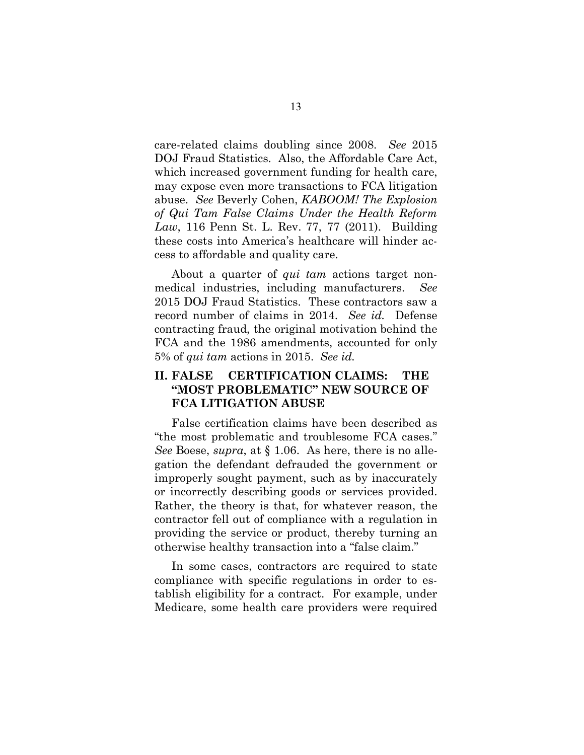care-related claims doubling since 2008. *See* 2015 DOJ Fraud Statistics. Also, the Affordable Care Act, which increased government funding for health care, may expose even more transactions to FCA litigation abuse. *See* Beverly Cohen, *KABOOM! The Explosion of Qui Tam False Claims Under the Health Reform Law*, 116 Penn St. L. Rev. 77, 77 (2011). Building these costs into America's healthcare will hinder access to affordable and quality care.

About a quarter of *qui tam* actions target non-medical industries, including manufacturers. *See* 2015 DOJ Fraud Statistics. These contractors saw a record number of claims in 2014. *See id.* Defense contracting fraud, the original motivation behind the FCA and the 1986 amendments, accounted for only 5% of *qui tam* actions in 2015. *See id.*

## II. FALSE CERTIFICATION CLAIMS: THE "MOST PROBLEMATIC" NEW SOURCE OF FCA LITIGATION ABUSE

False certification claims have been described as "the most problematic and troublesome FCA cases." *See* Boese, *supra*, at § 1.06. As here, there is no allegation the defendant defrauded the government or improperly sought payment, such as by inaccurately or incorrectly describing goods or services provided. Rather, the theory is that, for whatever reason, the contractor fell out of compliance with a regulation in providing the service or product, thereby turning an otherwise healthy transaction into a "false claim."

In some cases, contractors are required to state compliance with specific regulations in order to establish eligibility for a contract. For example, under Medicare, some health care providers were required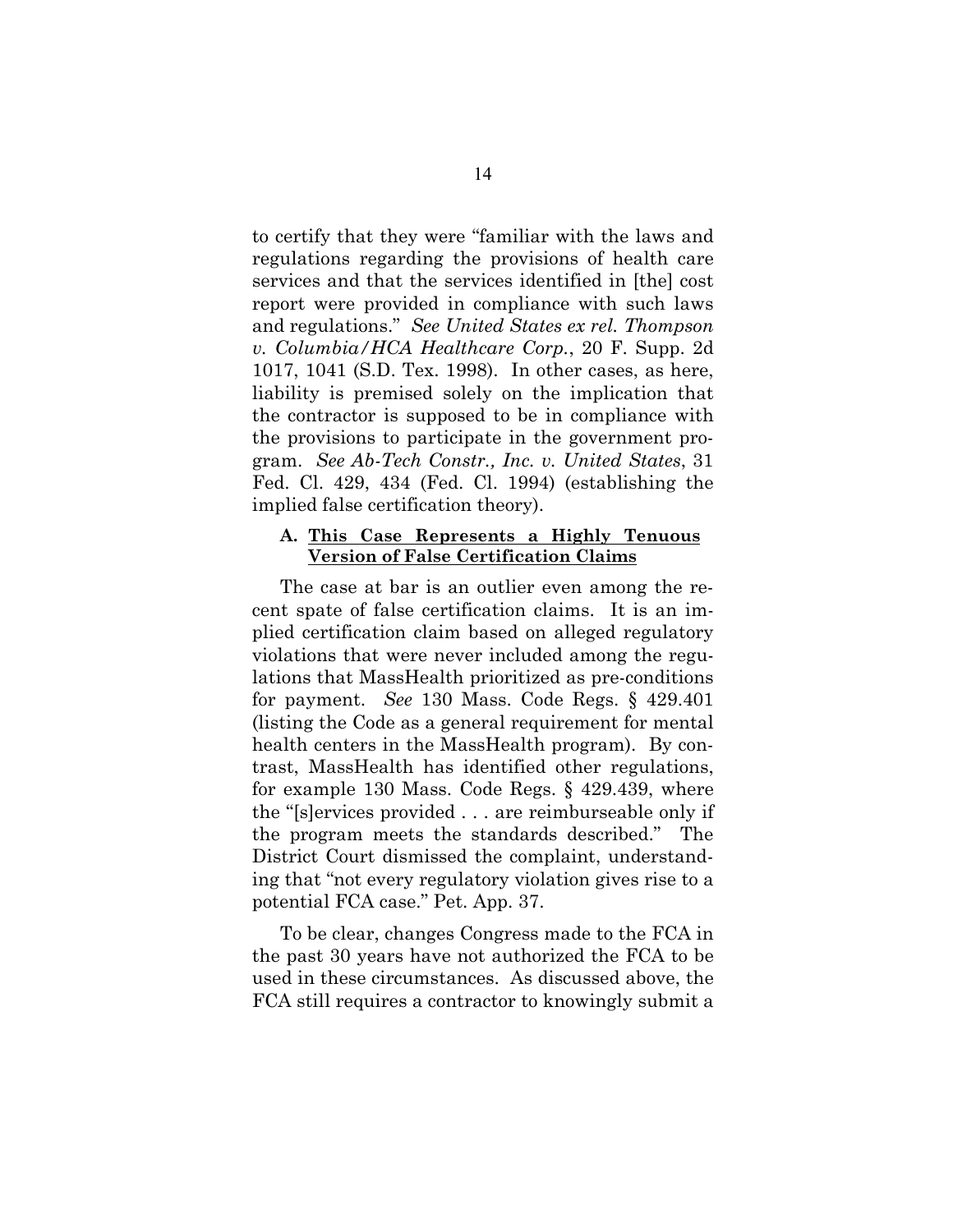to certify that they were "familiar with the laws and regulations regarding the provisions of health care services and that the services identified in [the] cost report were provided in compliance with such laws and regulations." *See United States ex rel. Thompson v. Columbia/HCA Healthcare Corp.*, 20 F. Supp. 2d 1017, 1041 (S.D. Tex. 1998). In other cases, as here, liability is premised solely on the implication that the contractor is supposed to be in compliance with the provisions to participate in the government program. *See Ab-Tech Constr., Inc. v. United States*, 31 Fed. Cl. 429, 434 (Fed. Cl. 1994) (establishing the implied false certification theory).

### A. This Case Represents a Highly Tenuous Version of False Certification Claims

The case at bar is an outlier even among the recent spate of false certification claims. It is an implied certification claim based on alleged regulatory violations that were never included among the regulations that MassHealth prioritized as pre-conditions for payment. *See* 130 Mass. Code Regs. § 429.401 (listing the Code as a general requirement for mental health centers in the MassHealth program). By contrast, MassHealth has identified other regulations, for example 130 Mass. Code Regs. § 429.439, where the "[s]ervices provided . . . are reimburseable only if the program meets the standards described." The District Court dismissed the complaint, understanding that "not every regulatory violation gives rise to a potential FCA case." Pet. App. 37.

To be clear, changes Congress made to the FCA in the past 30 years have not authorized the FCA to be used in these circumstances. As discussed above, the FCA still requires a contractor to knowingly submit a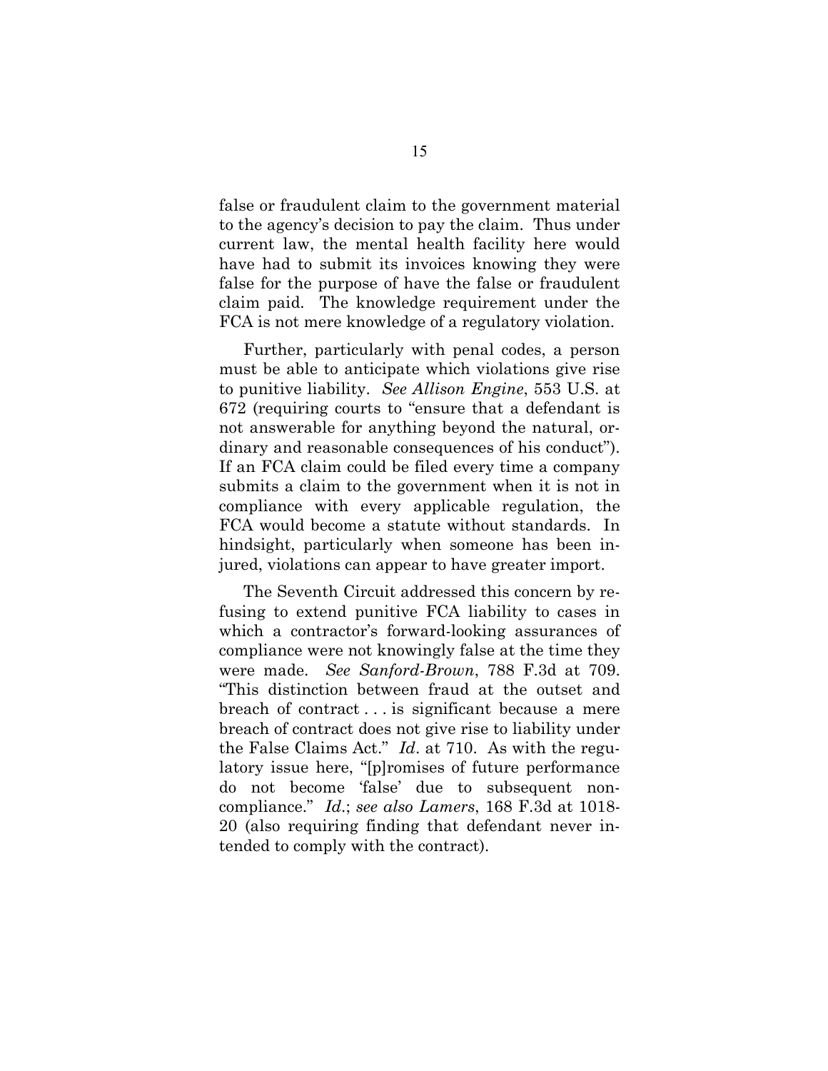false or fraudulent claim to the government material to the agency's decision to pay the claim. Thus under current law, the mental health facility here would have had to submit its invoices knowing they were false for the purpose of have the false or fraudulent claim paid. The knowledge requirement under the FCA is not mere knowledge of a regulatory violation.

Further, particularly with penal codes, a person must be able to anticipate which violations give rise to punitive liability. *See Allison Engine*, 553 U.S. at 672 (requiring courts to "ensure that a defendant is not answerable for anything beyond the natural, ordinary and reasonable consequences of his conduct"). If an FCA claim could be filed every time a company submits a claim to the government when it is not in compliance with every applicable regulation, the FCA would become a statute without standards. In hindsight, particularly when someone has been injured, violations can appear to have greater import.

The Seventh Circuit addressed this concern by refusing to extend punitive FCA liability to cases in which a contractor's forward-looking assurances of compliance were not knowingly false at the time they were made. *See Sanford-Brown*, 788 F.3d at 709. "This distinction between fraud at the outset and breach of contract . . . is significant because a mere breach of contract does not give rise to liability under the False Claims Act." *Id*. at 710. As with the regulatory issue here, "[p]romises of future performance do not become 'false' due to subsequent noncompliance." *Id*.; *see also Lamers*, 168 F.3d at 1018-20 (also requiring finding that defendant never intended to comply with the contract).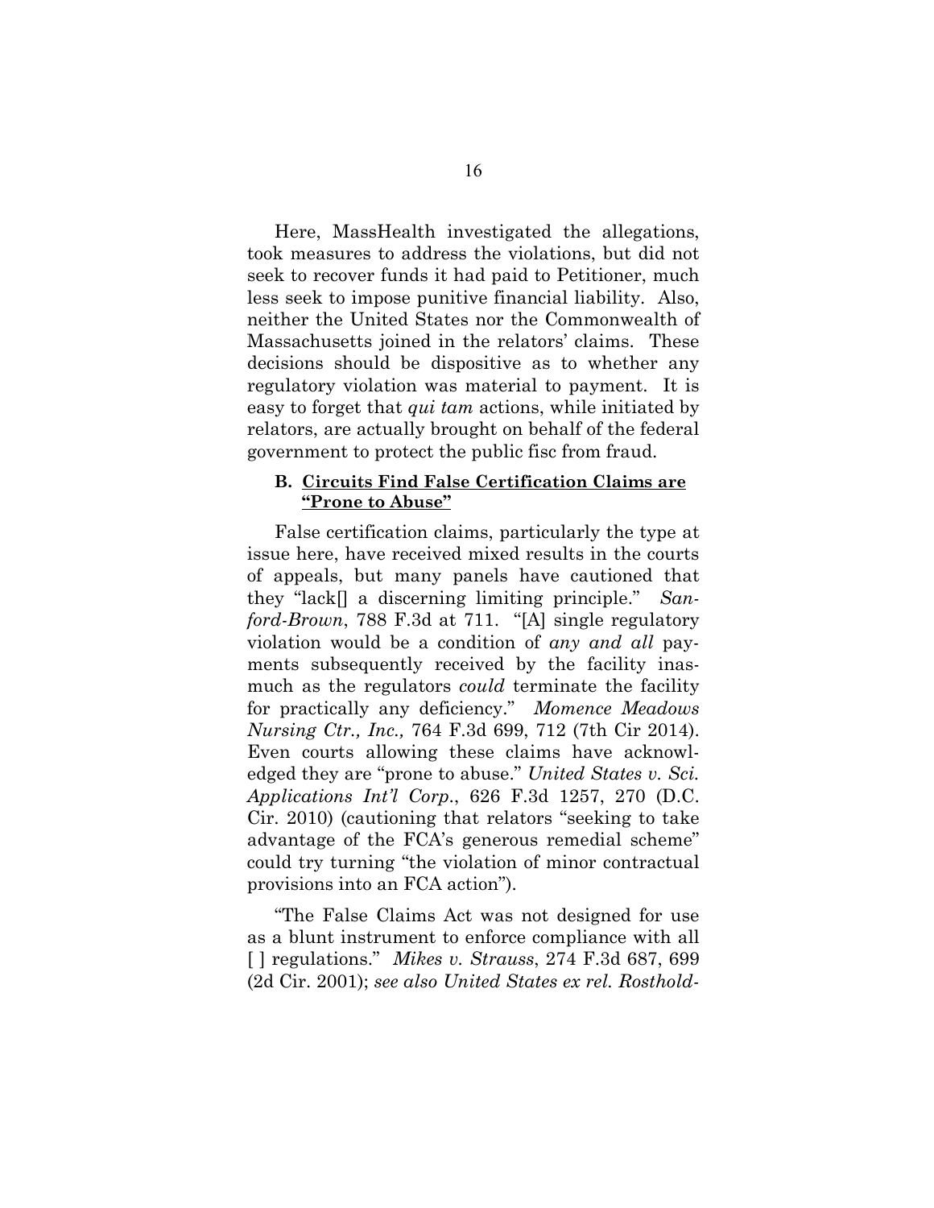Here, MassHealth investigated the allegations, took measures to address the violations, but did not seek to recover funds it had paid to Petitioner, much less seek to impose punitive financial liability. Also, neither the United States nor the Commonwealth of Massachusetts joined in the relators' claims. These decisions should be dispositive as to whether any regulatory violation was material to payment. It is easy to forget that *qui tam* actions, while initiated by relators, are actually brought on behalf of the federal government to protect the public fisc from fraud.

### B. <u>Circuits Find False Certification Claims are "Prone to Abuse"</u>

False certification claims, particularly the type at issue here, have received mixed results in the courts of appeals, but many panels have cautioned that they "lack[] a discerning limiting principle." *Sanford-Brown*, 788 F.3d at 711. "[A] single regulatory violation would be a condition of *any and all* payments subsequently received by the facility inasmuch as the regulators *could* terminate the facility for practically any deficiency." *Momence Meadows Nursing Ctr., Inc.,* 764 F.3d 699, 712 (7th Cir 2014). Even courts allowing these claims have acknowledged they are "prone to abuse." *United States v. Sci. Applications Int'l Corp*., 626 F.3d 1257, 270 (D.C. Cir. 2010) (cautioning that relators "seeking to take advantage of the FCA's generous remedial scheme" could try turning "the violation of minor contractual provisions into an FCA action").

"The False Claims Act was not designed for use as a blunt instrument to enforce compliance with all [ ] regulations." *Mikes v. Strauss*, 274 F.3d 687, 699 (2d Cir. 2001); *see also United States ex rel. Rosthold-*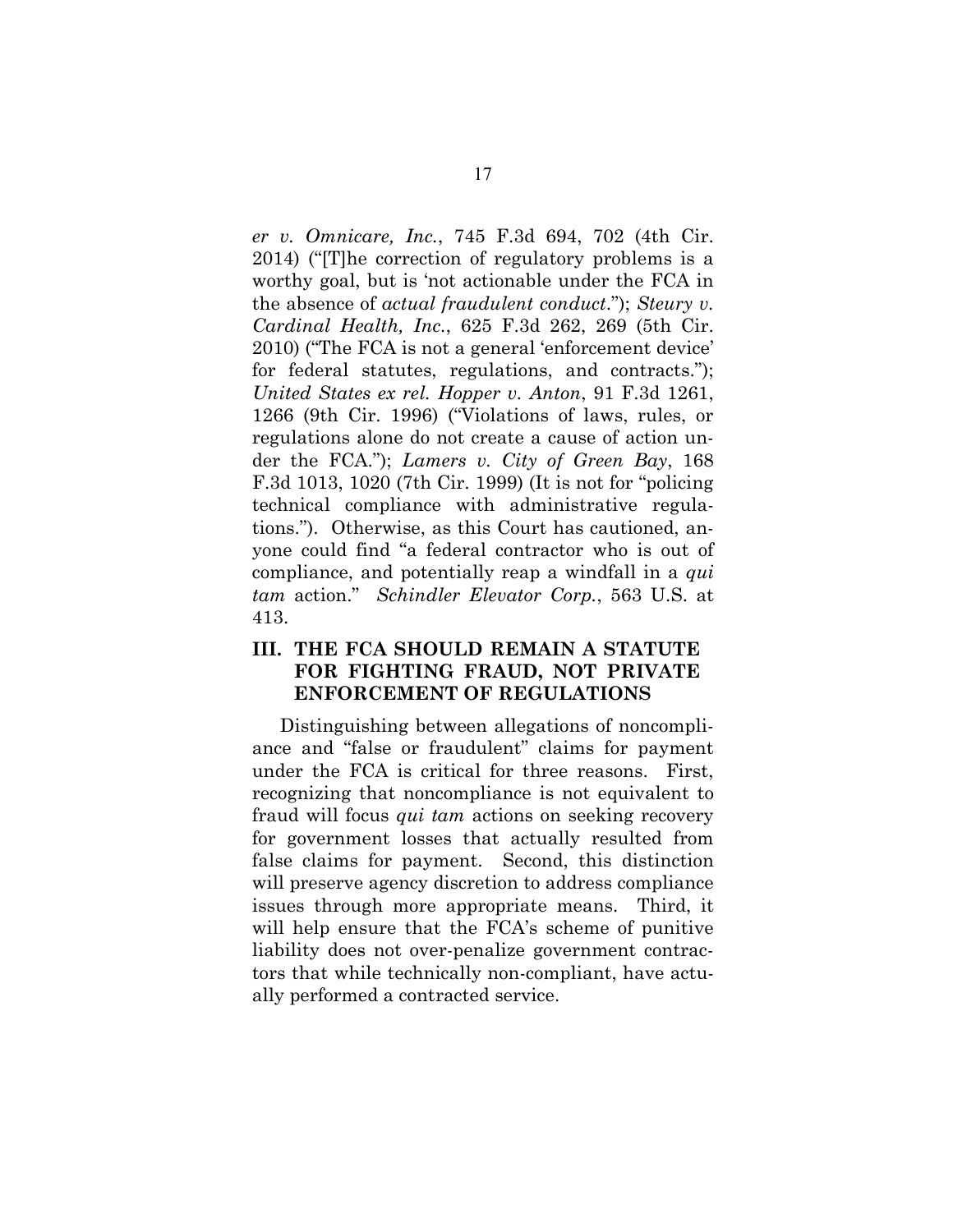*er v. Omnicare, Inc.*, 745 F.3d 694, 702 (4th Cir. 2014) ("[T]he correction of regulatory problems is a worthy goal, but is 'not actionable under the FCA in the absence of *actual fraudulent conduct*."); *Steury v. Cardinal Health, Inc.*, 625 F.3d 262, 269 (5th Cir. 2010) ("The FCA is not a general 'enforcement device' for federal statutes, regulations, and contracts."); *United States ex rel. Hopper v. Anton*, 91 F.3d 1261, 1266 (9th Cir. 1996) ("Violations of laws, rules, or regulations alone do not create a cause of action under the FCA."); *Lamers v. City of Green Bay*, 168 F.3d 1013, 1020 (7th Cir. 1999) (It is not for "policing technical compliance with administrative regulations."). Otherwise, as this Court has cautioned, anyone could find "a federal contractor who is out of compliance, and potentially reap a windfall in a *qui tam* action." *Schindler Elevator Corp.*, 563 U.S. at 413.

## III. THE FCA SHOULD REMAIN A STATUTE FOR FIGHTING FRAUD, NOT PRIVATE ENFORCEMENT OF REGULATIONS

Distinguishing between allegations of noncompliance and "false or fraudulent" claims for payment under the FCA is critical for three reasons. First, recognizing that noncompliance is not equivalent to fraud will focus *qui tam* actions on seeking recovery for government losses that actually resulted from false claims for payment. Second, this distinction will preserve agency discretion to address compliance issues through more appropriate means. Third, it will help ensure that the FCA's scheme of punitive liability does not over-penalize government contractors that while technically non-compliant, have actually performed a contracted service.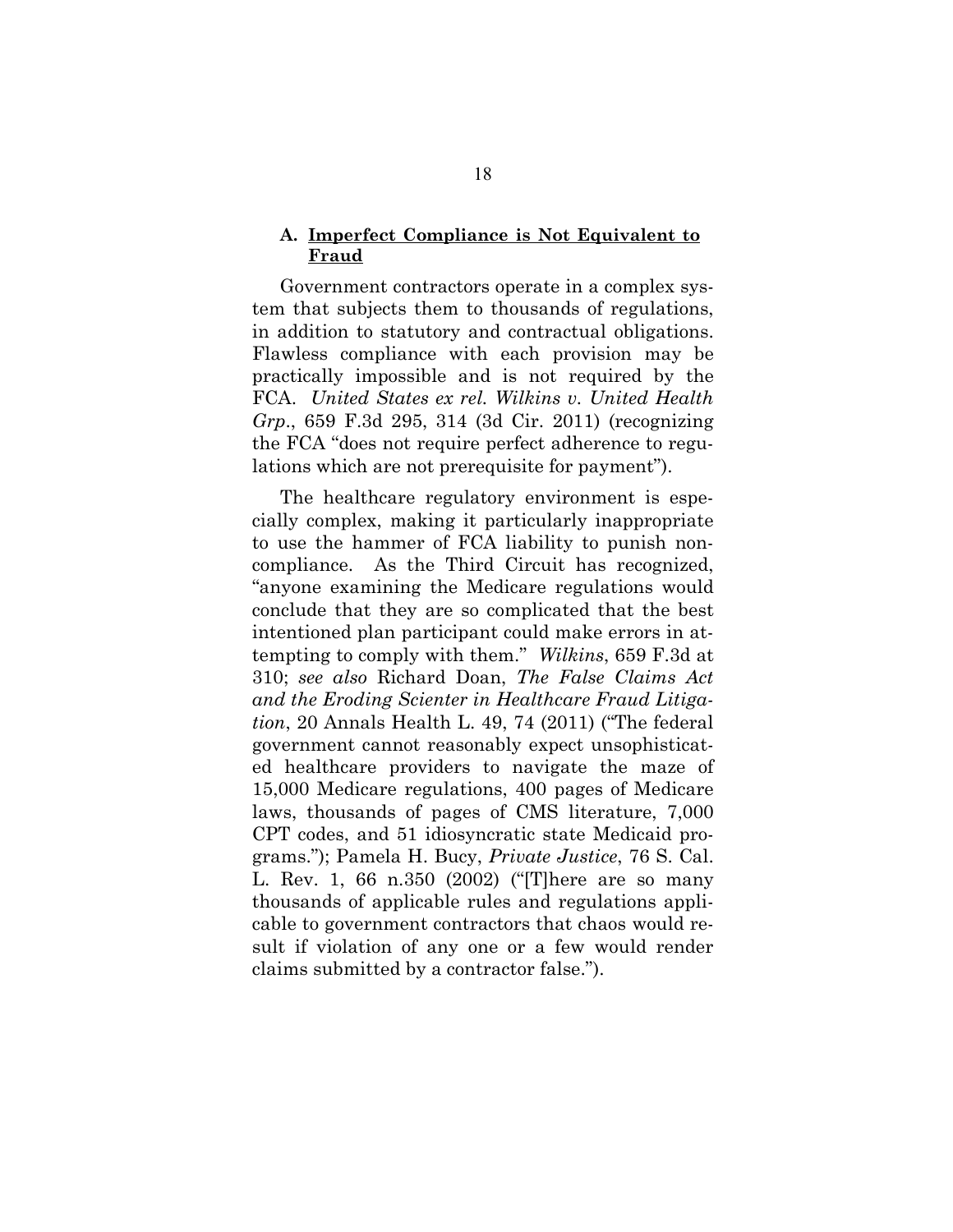### A. <u>**Imperfect Compliance is Not Equivalent to Fraud**</u>

Government contractors operate in a complex system that subjects them to thousands of regulations, in addition to statutory and contractual obligations. Flawless compliance with each provision may be practically impossible and is not required by the FCA. *United States ex rel. Wilkins v. United Health Grp*., 659 F.3d 295, 314 (3d Cir. 2011) (recognizing the FCA "does not require perfect adherence to regulations which are not prerequisite for payment").

The healthcare regulatory environment is especially complex, making it particularly inappropriate to use the hammer of FCA liability to punish noncompliance. As the Third Circuit has recognized, "anyone examining the Medicare regulations would conclude that they are so complicated that the best intentioned plan participant could make errors in attempting to comply with them." *Wilkins*, 659 F.3d at 310; *see also* Richard Doan, *The False Claims Act and the Eroding Scienter in Healthcare Fraud Litigation*, 20 Annals Health L. 49, 74 (2011) ("The federal government cannot reasonably expect unsophisticated healthcare providers to navigate the maze of 15,000 Medicare regulations, 400 pages of Medicare laws, thousands of pages of CMS literature, 7,000 CPT codes, and 51 idiosyncratic state Medicaid programs."); Pamela H. Bucy, *Private Justice*, 76 S. Cal. L. Rev. 1, 66 n.350 (2002) ("[T]here are so many thousands of applicable rules and regulations applicable to government contractors that chaos would result if violation of any one or a few would render claims submitted by a contractor false.").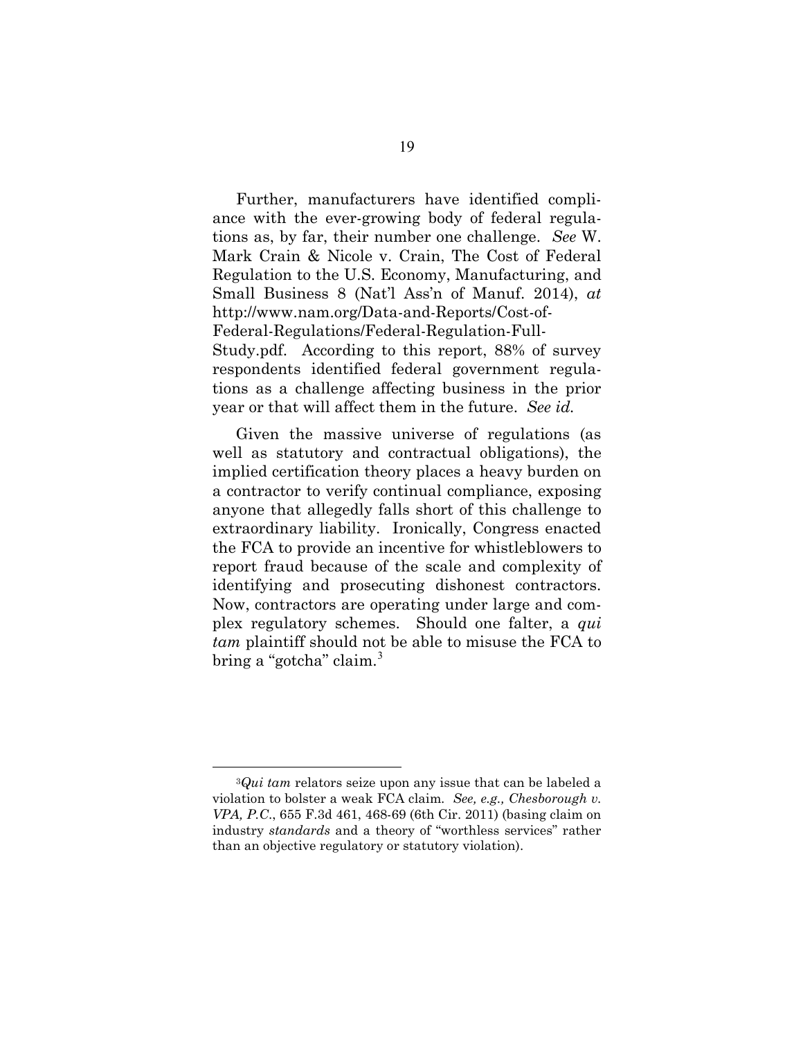Further, manufacturers have identified compliance with the ever-growing body of federal regulations as, by far, their number one challenge. *See* W. Mark Crain & Nicole v. Crain, The Cost of Federal Regulation to the U.S. Economy, Manufacturing, and Small Business 8 (Nat'l Ass'n of Manuf. 2014), *at* http://www.nam.org/Data-and-Reports/Cost-of-Federal-Regulations/Federal-Regulation-Full-Study.pdf. According to this report, 88% of survey respondents identified federal government regulations as a challenge affecting business in the prior year or that will affect them in the future. *See id.*

Given the massive universe of regulations (as well as statutory and contractual obligations), the implied certification theory places a heavy burden on a contractor to verify continual compliance, exposing anyone that allegedly falls short of this challenge to extraordinary liability. Ironically, Congress enacted the FCA to provide an incentive for whistleblowers to report fraud because of the scale and complexity of identifying and prosecuting dishonest contractors. Now, contractors are operating under large and complex regulatory schemes. Should one falter, a *qui tam* plaintiff should not be able to misuse the FCA to bring a "gotcha" claim.[3]

---

[3] *Qui tam* relators seize upon any issue that can be labeled a violation to bolster a weak FCA claim. *See, e.g., Chesborough v. VPA, P.C.*, 655 F.3d 461, 468-69 (6th Cir. 2011) (basing claim on industry *standards* and a theory of "worthless services" rather than an objective regulatory or statutory violation).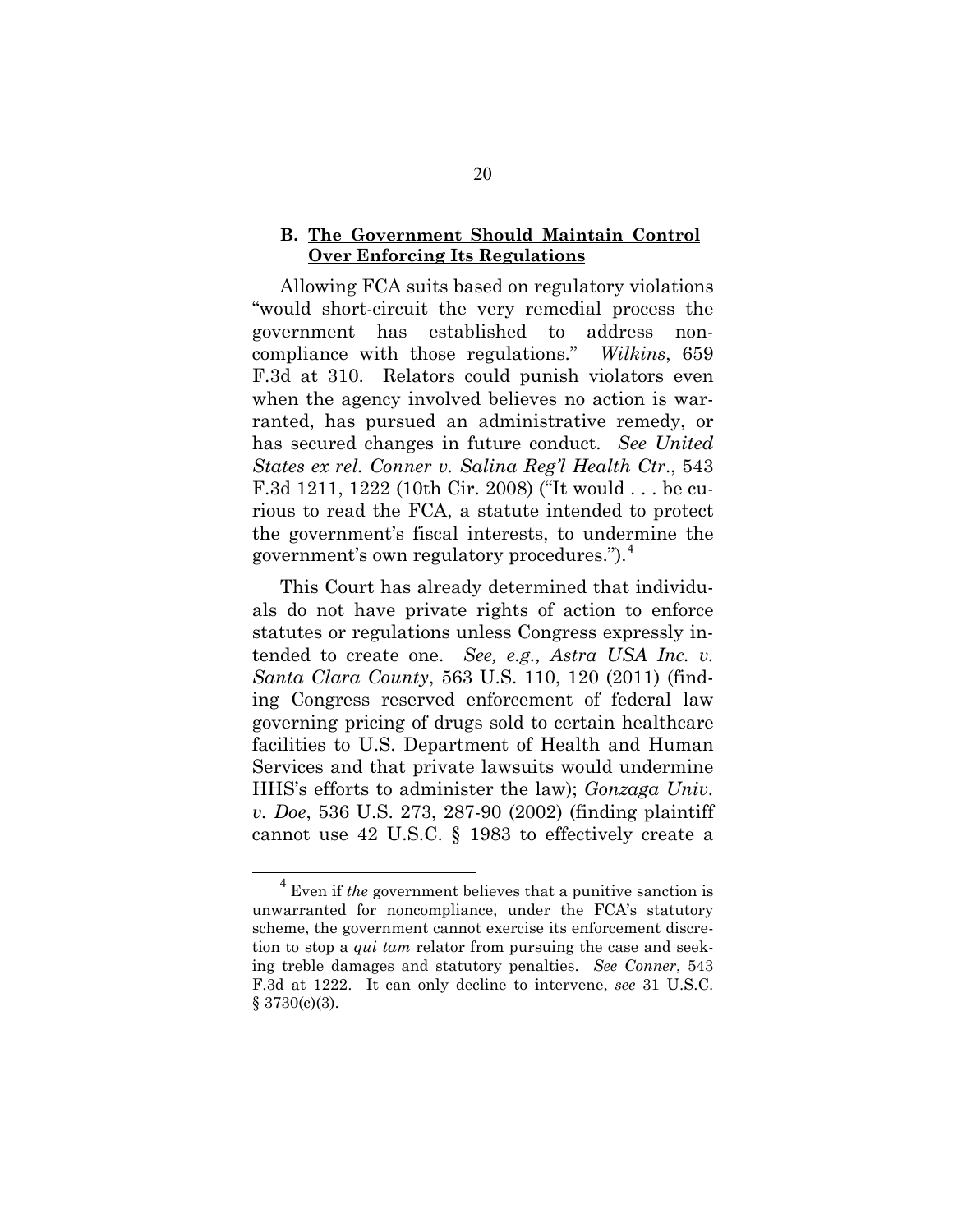### B. <u>The Government Should Maintain Control Over Enforcing Its Regulations</u>

Allowing FCA suits based on regulatory violations "would short-circuit the very remedial process the government has established to address non-compliance with those regulations." *Wilkins*, 659 F.3d at 310. Relators could punish violators even when the agency involved believes no action is warranted, has pursued an administrative remedy, or has secured changes in future conduct. *See United States ex rel. Conner v. Salina Reg'l Health Ctr.*, 543 F.3d 1211, 1222 (10th Cir. 2008) ("It would . . . be curious to read the FCA, a statute intended to protect the government's fiscal interests, to undermine the government's own regulatory procedures.").[4]

This Court has already determined that individuals do not have private rights of action to enforce statutes or regulations unless Congress expressly intended to create one. *See, e.g., Astra USA Inc. v. Santa Clara County*, 563 U.S. 110, 120 (2011) (finding Congress reserved enforcement of federal law governing pricing of drugs sold to certain healthcare facilities to U.S. Department of Health and Human Services and that private lawsuits would undermine HHS's efforts to administer the law); *Gonzaga Univ. v. Doe*, 536 U.S. 273, 287-90 (2002) (finding plaintiff cannot use 42 U.S.C. § 1983 to effectively create a

[4] Even if *the* government believes that a punitive sanction is unwarranted for noncompliance, under the FCA's statutory scheme, the government cannot exercise its enforcement discretion to stop a *qui tam* relator from pursuing the case and seeking treble damages and statutory penalties. *See Conner*, 543 F.3d at 1222. It can only decline to intervene, *see* 31 U.S.C. § 3730(c)(3).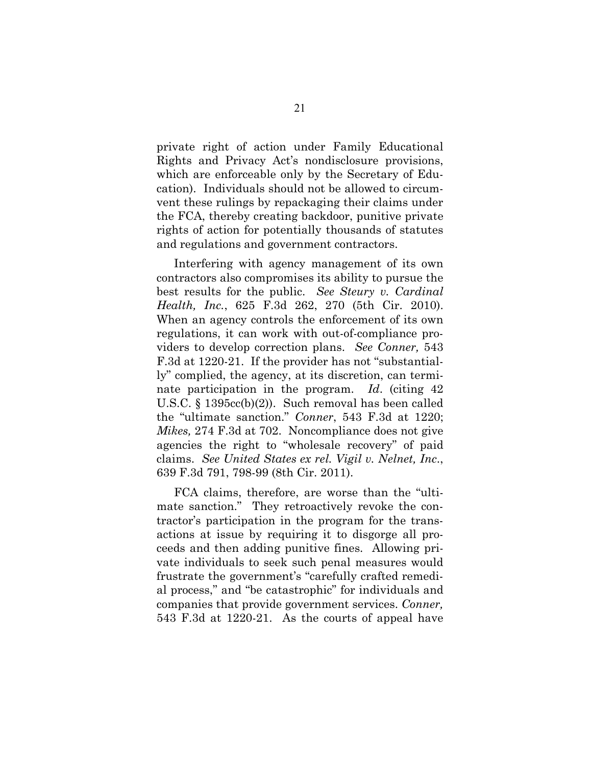private right of action under Family Educational Rights and Privacy Act's nondisclosure provisions, which are enforceable only by the Secretary of Education). Individuals should not be allowed to circumvent these rulings by repackaging their claims under the FCA, thereby creating backdoor, punitive private rights of action for potentially thousands of statutes and regulations and government contractors.

Interfering with agency management of its own contractors also compromises its ability to pursue the best results for the public. *See Steury v. Cardinal Health, Inc.*, 625 F.3d 262, 270 (5th Cir. 2010). When an agency controls the enforcement of its own regulations, it can work with out-of-compliance providers to develop correction plans. *See Conner,* 543 F.3d at 1220-21. If the provider has not "substantially" complied, the agency, at its discretion, can terminate participation in the program. *Id*. (citing 42 U.S.C. § 1395cc(b)(2)). Such removal has been called the "ultimate sanction." *Conner*, 543 F.3d at 1220; *Mikes,* 274 F.3d at 702. Noncompliance does not give agencies the right to "wholesale recovery" of paid claims. *See United States ex rel. Vigil v. Nelnet, Inc*., 639 F.3d 791, 798-99 (8th Cir. 2011).

FCA claims, therefore, are worse than the "ultimate sanction." They retroactively revoke the contractor's participation in the program for the transactions at issue by requiring it to disgorge all proceeds and then adding punitive fines. Allowing private individuals to seek such penal measures would frustrate the government's "carefully crafted remedial process," and "be catastrophic" for individuals and companies that provide government services. *Conner,* 543 F.3d at 1220-21. As the courts of appeal have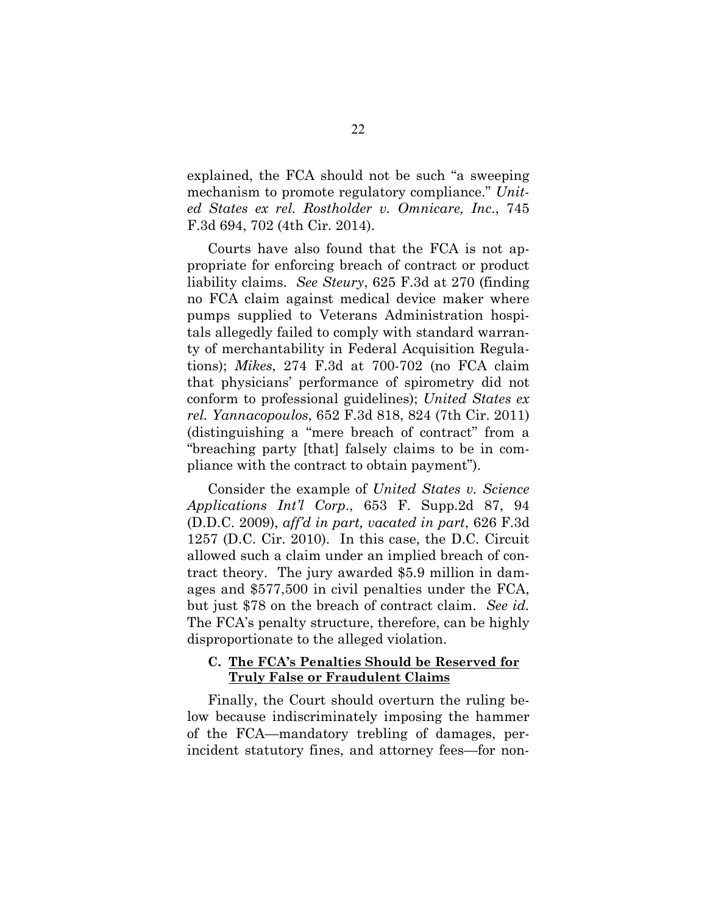explained, the FCA should not be such "a sweeping mechanism to promote regulatory compliance." *United States ex rel. Rostholder v. Omnicare, Inc.*, 745 F.3d 694, 702 (4th Cir. 2014).

Courts have also found that the FCA is not appropriate for enforcing breach of contract or product liability claims. *See Steury*, 625 F.3d at 270 (finding no FCA claim against medical device maker where pumps supplied to Veterans Administration hospitals allegedly failed to comply with standard warranty of merchantability in Federal Acquisition Regulations); *Mikes*, 274 F.3d at 700-702 (no FCA claim that physicians' performance of spirometry did not conform to professional guidelines); *United States ex rel. Yannacopoulos*, 652 F.3d 818, 824 (7th Cir. 2011) (distinguishing a "mere breach of contract" from a "breaching party [that] falsely claims to be in compliance with the contract to obtain payment").

Consider the example of *United States v. Science Applications Int'l Corp*., 653 F. Supp.2d 87, 94 (D.D.C. 2009), *aff'd in part, vacated in part*, 626 F.3d 1257 (D.C. Cir. 2010). In this case, the D.C. Circuit allowed such a claim under an implied breach of contract theory. The jury awarded $5.9 million in damages and $577,500 in civil penalties under the FCA, but just $78 on the breach of contract claim. *See id.* The FCA's penalty structure, therefore, can be highly disproportionate to the alleged violation.

### C. <u>The FCA's Penalties Should be Reserved for Truly False or Fraudulent Claims</u>

Finally, the Court should overturn the ruling below because indiscriminately imposing the hammer of the FCA—mandatory trebling of damages, per-incident statutory fines, and attorney fees—for non-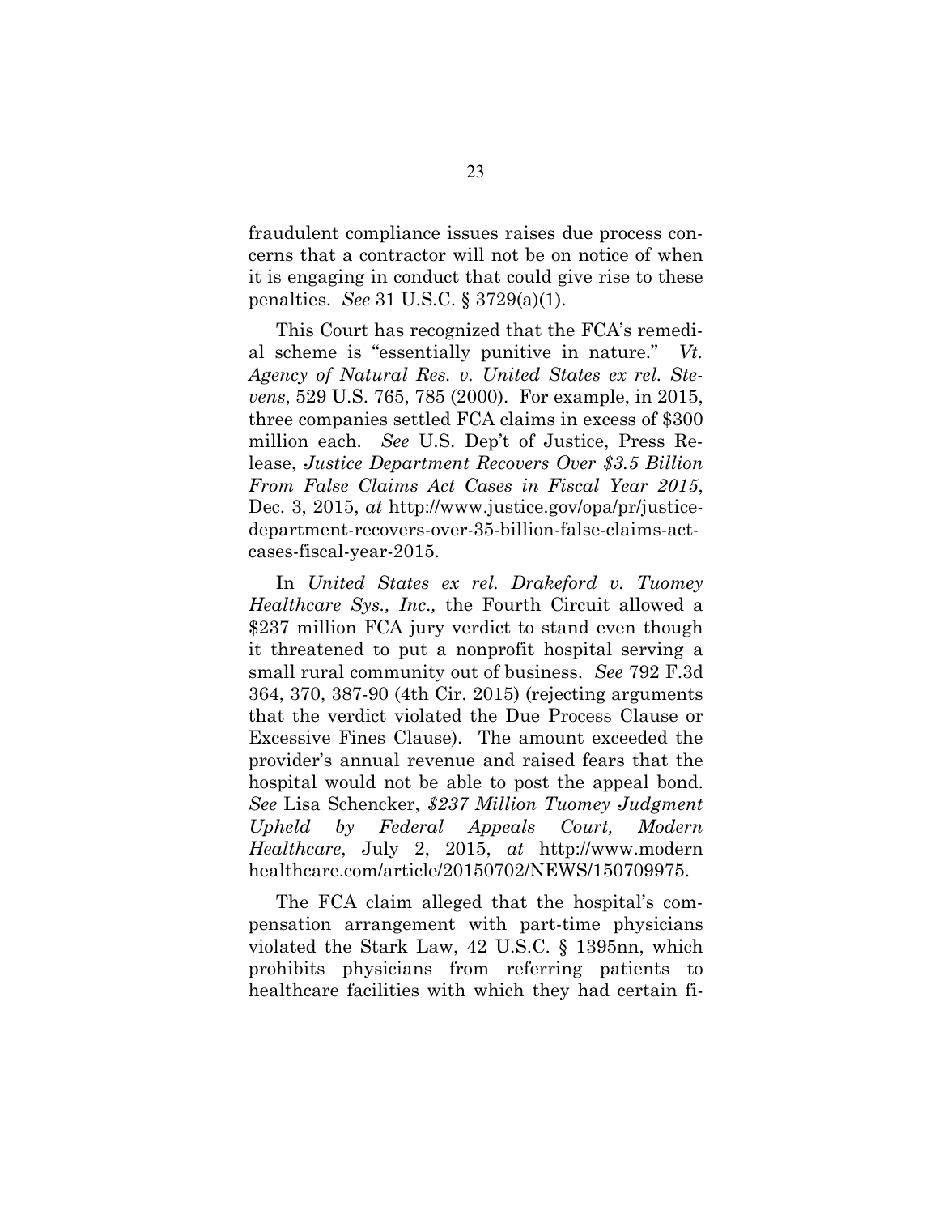fraudulent compliance issues raises due process concerns that a contractor will not be on notice of when it is engaging in conduct that could give rise to these penalties. *See* 31 U.S.C. § 3729(a)(1).

This Court has recognized that the FCA's remedial scheme is "essentially punitive in nature." *Vt. Agency of Natural Res. v. United States ex rel. Stevens*, 529 U.S. 765, 785 (2000). For example, in 2015, three companies settled FCA claims in excess of $300 million each. *See* U.S. Dep't of Justice, Press Release, *Justice Department Recovers Over $3.5 Billion From False Claims Act Cases in Fiscal Year 2015*, Dec. 3, 2015, *at* http://www.justice.gov/opa/pr/justice-department-recovers-over-35-billion-false-claims-act-cases-fiscal-year-2015.

In *United States ex rel. Drakeford v. Tuomey Healthcare Sys., Inc.,* the Fourth Circuit allowed a $237 million FCA jury verdict to stand even though it threatened to put a nonprofit hospital serving a small rural community out of business. *See* 792 F.3d 364, 370, 387-90 (4th Cir. 2015) (rejecting arguments that the verdict violated the Due Process Clause or Excessive Fines Clause). The amount exceeded the provider's annual revenue and raised fears that the hospital would not be able to post the appeal bond. *See* Lisa Schencker, *$237 Million Tuomey Judgment Upheld by Federal Appeals Court, Modern Healthcare*, July 2, 2015, *at* http://www.modernhealthcare.com/article/20150702/NEWS/150709975.

The FCA claim alleged that the hospital's compensation arrangement with part-time physicians violated the Stark Law, 42 U.S.C. § 1395nn, which prohibits physicians from referring patients to healthcare facilities with which they had certain fi-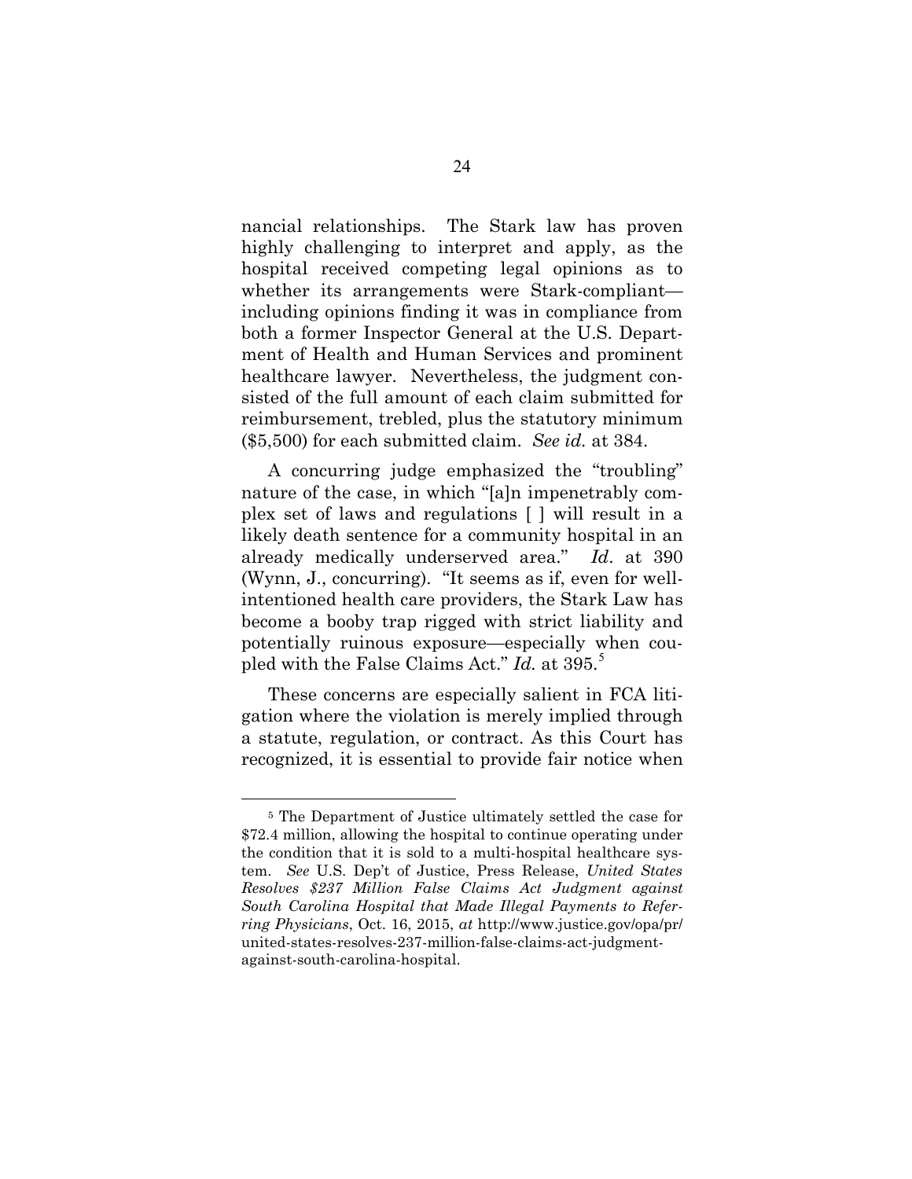nancial relationships. The Stark law has proven highly challenging to interpret and apply, as the hospital received competing legal opinions as to whether its arrangements were Stark-compliant—including opinions finding it was in compliance from both a former Inspector General at the U.S. Department of Health and Human Services and prominent healthcare lawyer. Nevertheless, the judgment consisted of the full amount of each claim submitted for reimbursement, trebled, plus the statutory minimum ($5,500) for each submitted claim. *See id.* at 384.

A concurring judge emphasized the "troubling" nature of the case, in which "[a]n impenetrably complex set of laws and regulations [ ] will result in a likely death sentence for a community hospital in an already medically underserved area." *Id*. at 390 (Wynn, J., concurring). "It seems as if, even for well-intentioned health care providers, the Stark Law has become a booby trap rigged with strict liability and potentially ruinous exposure—especially when coupled with the False Claims Act." *Id.* at 395.[5]

These concerns are especially salient in FCA litigation where the violation is merely implied through a statute, regulation, or contract. As this Court has recognized, it is essential to provide fair notice when

---

[5] The Department of Justice ultimately settled the case for $72.4 million, allowing the hospital to continue operating under the condition that it is sold to a multi-hospital healthcare system. *See* U.S. Dep't of Justice, Press Release, *United States Resolves $237 Million False Claims Act Judgment against South Carolina Hospital that Made Illegal Payments to Referring Physicians*, Oct. 16, 2015, *at* http://www.justice.gov/opa/pr/united-states-resolves-237-million-false-claims-act-judgment-against-south-carolina-hospital.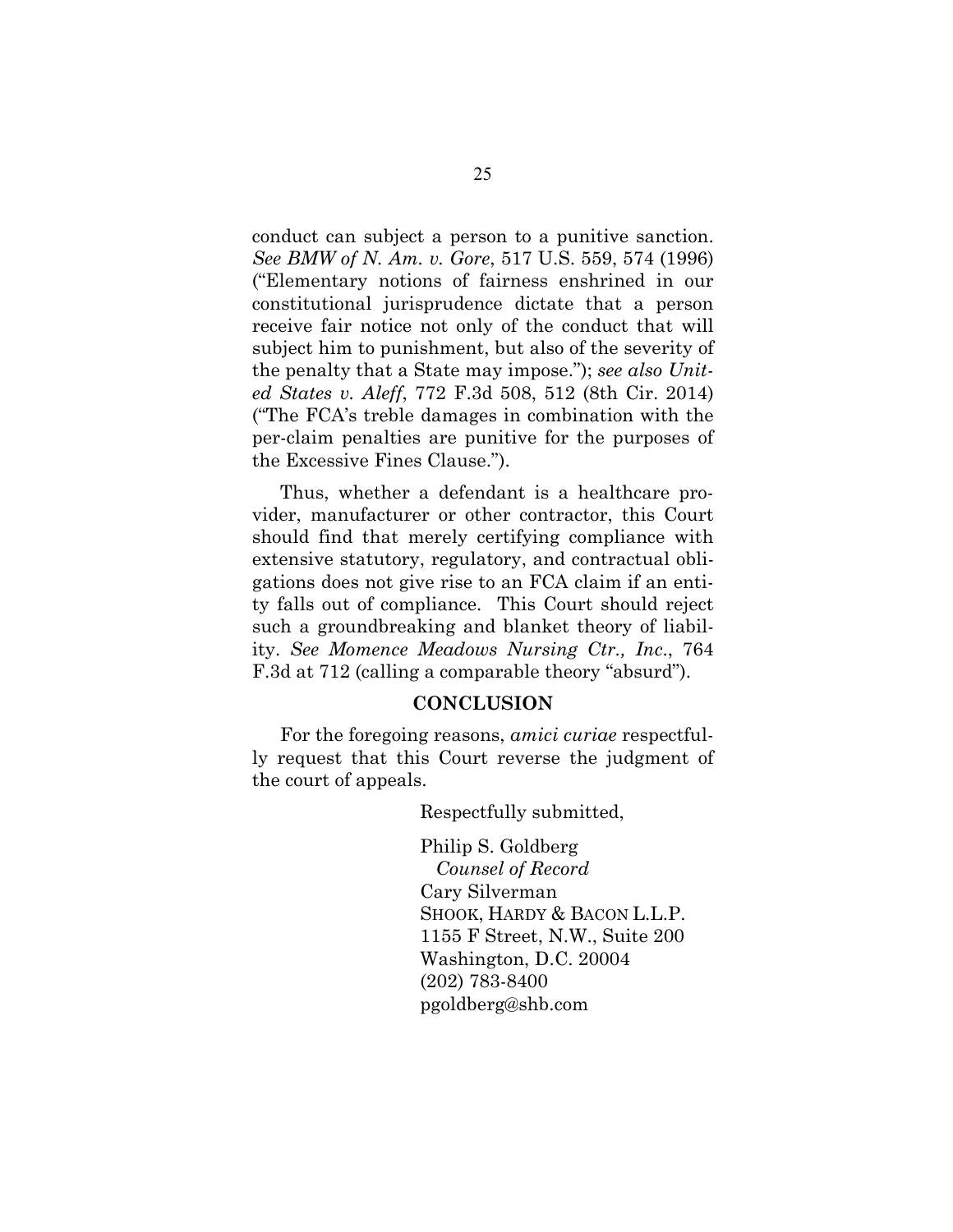conduct can subject a person to a punitive sanction. *See BMW of N. Am. v. Gore*, 517 U.S. 559, 574 (1996) ("Elementary notions of fairness enshrined in our constitutional jurisprudence dictate that a person receive fair notice not only of the conduct that will subject him to punishment, but also of the severity of the penalty that a State may impose."); *see also United States v. Aleff*, 772 F.3d 508, 512 (8th Cir. 2014) ("The FCA's treble damages in combination with the per-claim penalties are punitive for the purposes of the Excessive Fines Clause.").

Thus, whether a defendant is a healthcare provider, manufacturer or other contractor, this Court should find that merely certifying compliance with extensive statutory, regulatory, and contractual obligations does not give rise to an FCA claim if an entity falls out of compliance. This Court should reject such a groundbreaking and blanket theory of liability. *See Momence Meadows Nursing Ctr., Inc.*, 764 F.3d at 712 (calling a comparable theory "absurd").

## CONCLUSION

For the foregoing reasons, *amici curiae* respectfully request that this Court reverse the judgment of the court of appeals.

Respectfully submitted,

Philip S. Goldberg
*Counsel of Record*
Cary Silverman
SHOOK, HARDY & BACON L.L.P.
1155 F Street, N.W., Suite 200
Washington, D.C. 20004
(202) 783-8400
pgoldberg@shb.com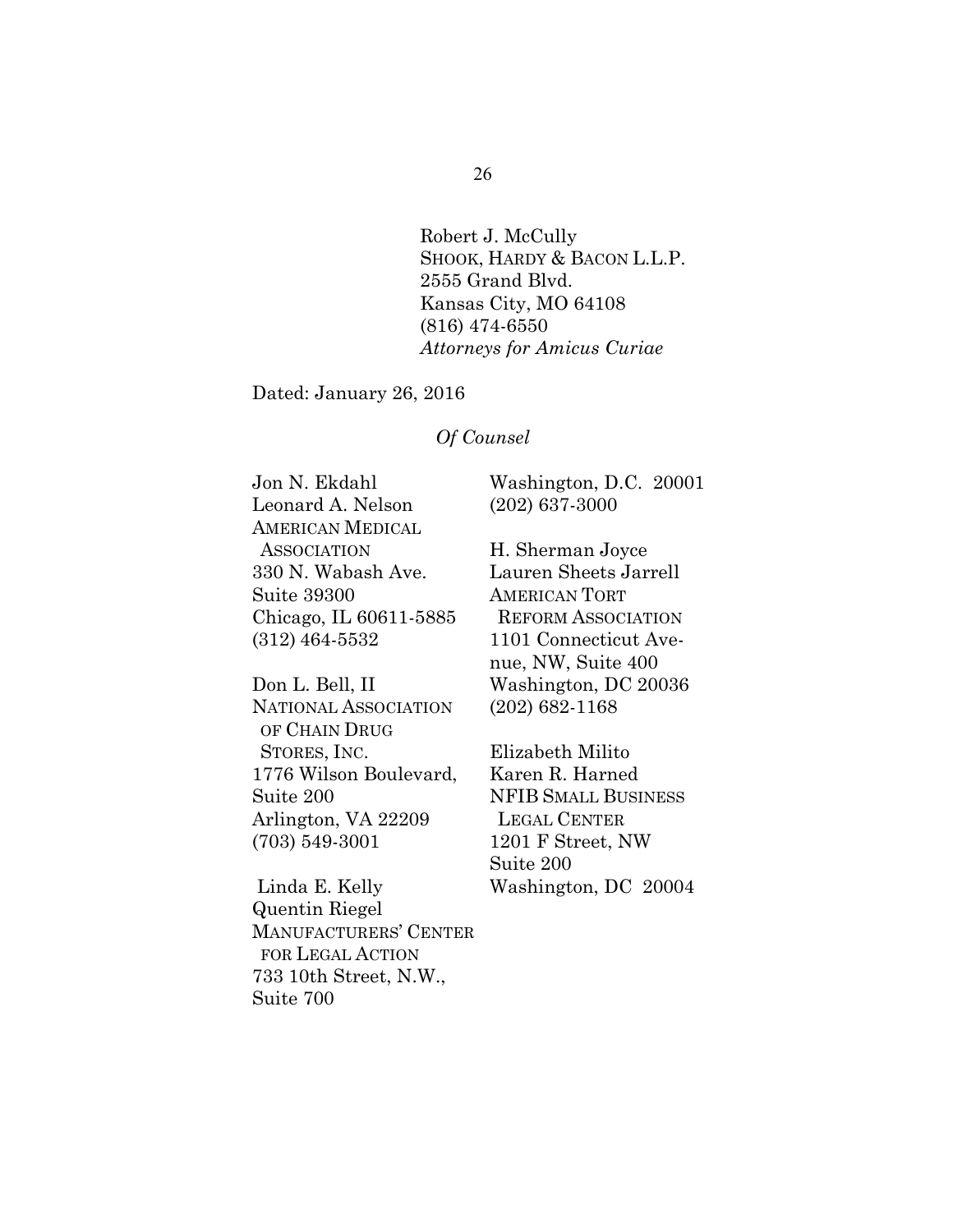Robert J. McCully
SHOOK, HARDY & BACON L.L.P.
2555 Grand Blvd.
Kansas City, MO 64108
(816) 474-6550
*Attorneys for Amicus Curiae*

Dated: January 26, 2016

*Of Counsel*

Jon N. Ekdahl
Leonard A. Nelson
AMERICAN MEDICAL ASSOCIATION
330 N. Wabash Ave.
Suite 39300
Chicago, IL 60611-5885
(312) 464-5532

Don L. Bell, II
NATIONAL ASSOCIATION OF CHAIN DRUG STORES, INC.
1776 Wilson Boulevard,
Suite 200
Arlington, VA 22209
(703) 549-3001

Linda E. Kelly
Quentin Riegel
MANUFACTURERS' CENTER FOR LEGAL ACTION
733 10th Street, N.W.,
Suite 700
Washington, D.C. 20001
(202) 637-3000

H. Sherman Joyce
Lauren Sheets Jarrell
AMERICAN TORT REFORM ASSOCIATION
1101 Connecticut Avenue, NW, Suite 400
Washington, DC 20036
(202) 682-1168

Elizabeth Milito
Karen R. Harned
NFIB SMALL BUSINESS LEGAL CENTER
1201 F Street, NW
Suite 200
Washington, DC 20004